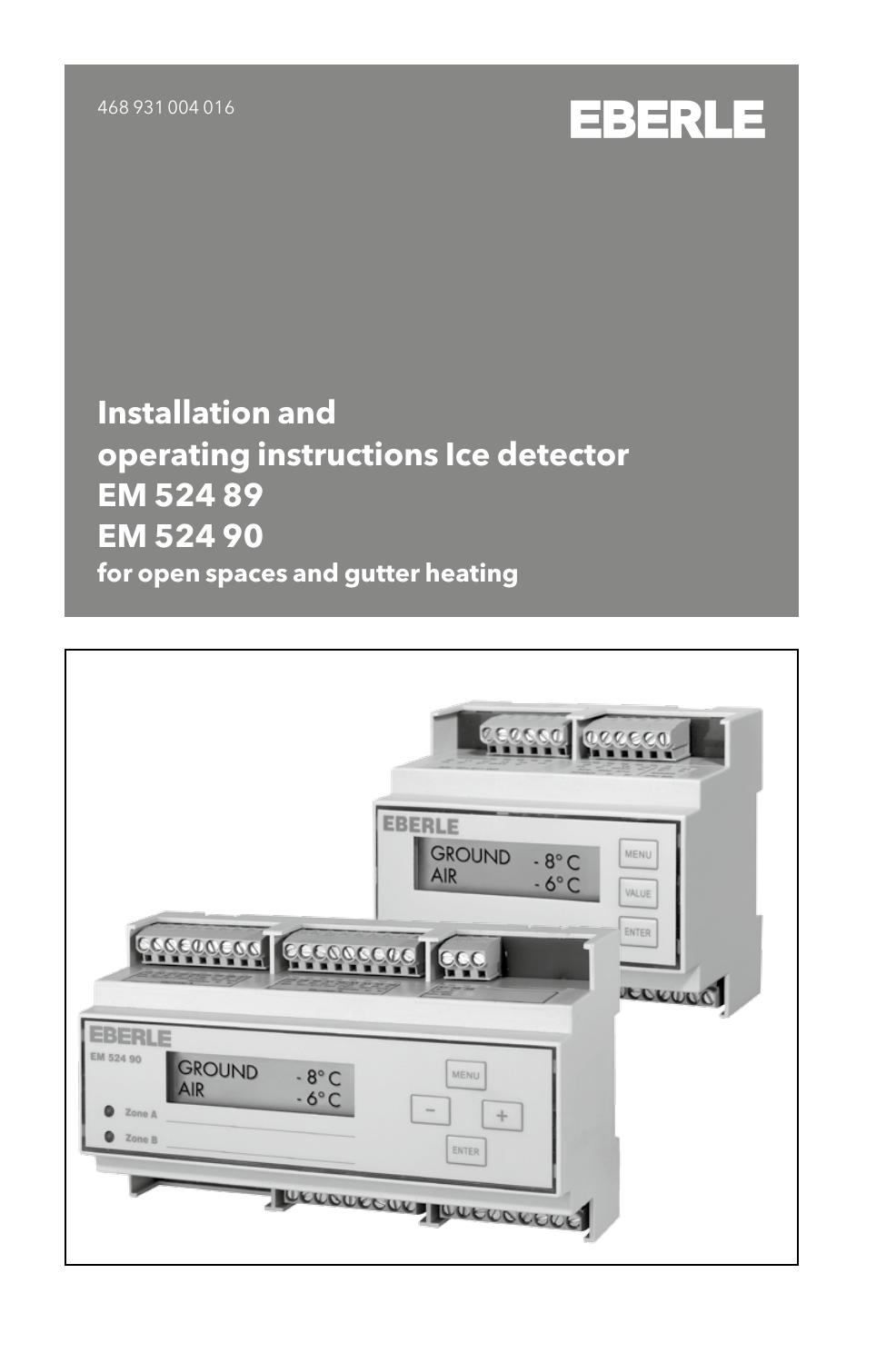468 931 004 016

EBERLE

# Installation and operating instructions Ice detector EM 524 89 EM 524 90

**for open spaces and gutter heating**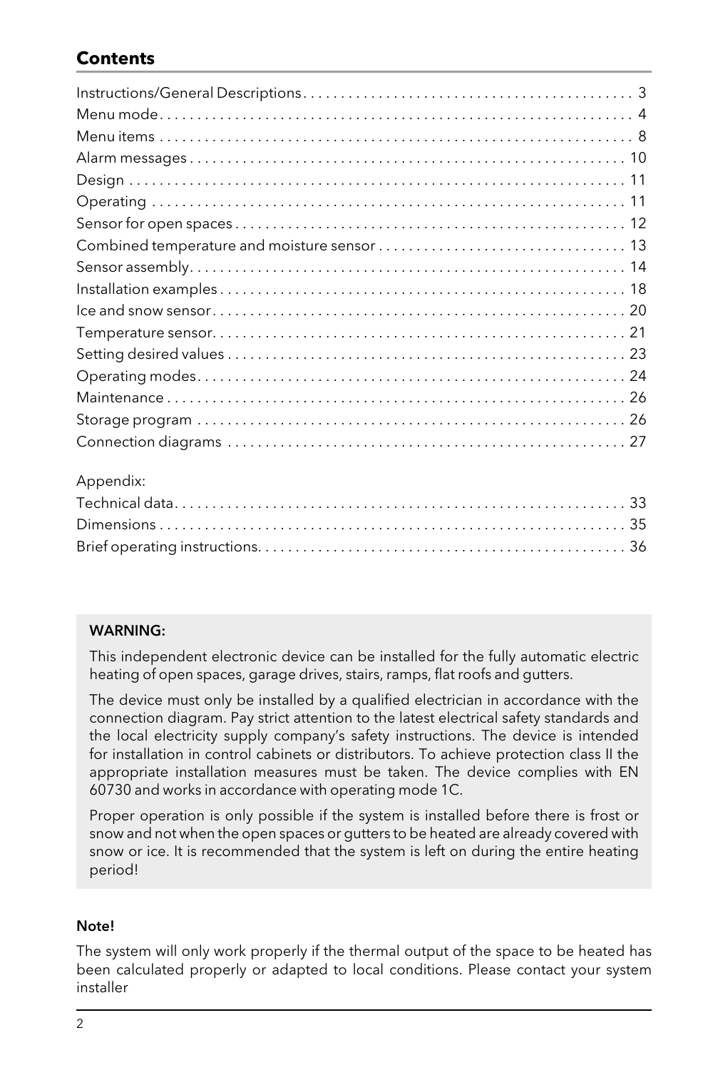## Contents

| | |
|---|---|
| Instructions/General Descriptions | 3 |
| Menu mode | 4 |
| Menu items | 8 |
| Alarm messages | 10 |
| Design | 11 |
| Operating | 11 |
| Sensor for open spaces | 12 |
| Combined temperature and moisture sensor | 13 |
| Sensor assembly | 14 |
| Installation examples | 18 |
| Ice and snow sensor | 20 |
| Temperature sensor | 21 |
| Setting desired values | 23 |
| Operating modes | 24 |
| Maintenance | 26 |
| Storage program | 26 |
| Connection diagrams | 27 |

Appendix:

| | |
|---|---|
| Technical data | 33 |
| Dimensions | 35 |
| Brief operating instructions | 36 |

**WARNING:**

This independent electronic device can be installed for the fully automatic electric heating of open spaces, garage drives, stairs, ramps, flat roofs and gutters.

The device must only be installed by a qualified electrician in accordance with the connection diagram. Pay strict attention to the latest electrical safety standards and the local electricity supply company's safety instructions. The device is intended for installation in control cabinets or distributors. To achieve protection class II the appropriate installation measures must be taken. The device complies with EN 60730 and works in accordance with operating mode 1C.

Proper operation is only possible if the system is installed before there is frost or snow and not when the open spaces or gutters to be heated are already covered with snow or ice. It is recommended that the system is left on during the entire heating period!

**Note!**

The system will only work properly if the thermal output of the space to be heated has been calculated properly or adapted to local conditions. Please contact your system installer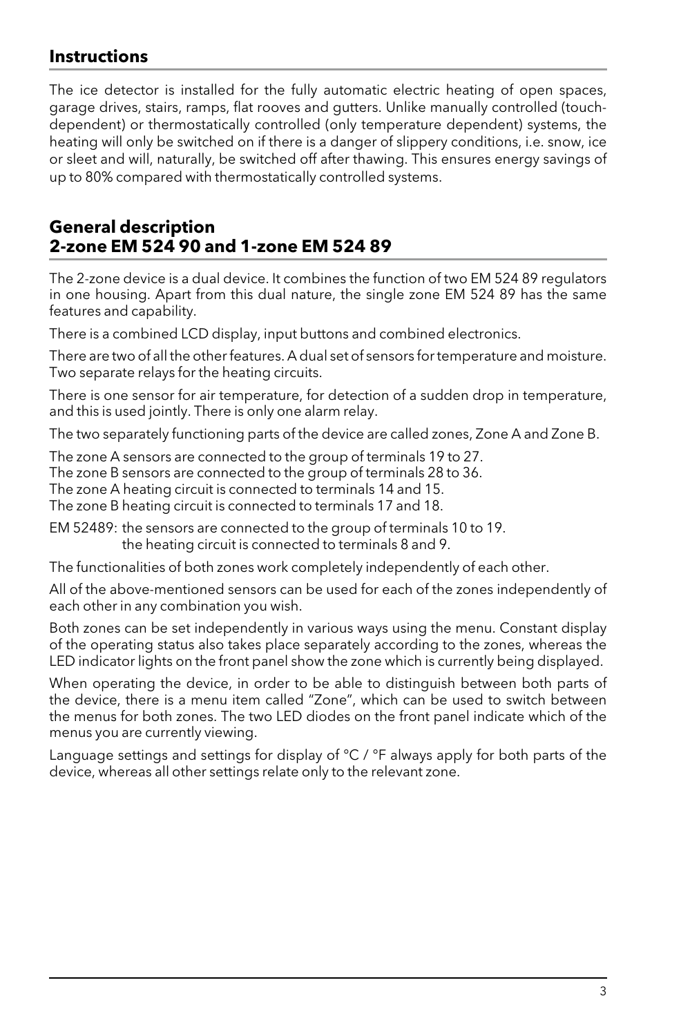## Instructions

The ice detector is installed for the fully automatic electric heating of open spaces, garage drives, stairs, ramps, flat rooves and gutters. Unlike manually controlled (touch-dependent) or thermostatically controlled (only temperature dependent) systems, the heating will only be switched on if there is a danger of slippery conditions, i.e. snow, ice or sleet and will, naturally, be switched off after thawing. This ensures energy savings of up to 80% compared with thermostatically controlled systems.

## General description
## 2-zone EM 524 90 and 1-zone EM 524 89

The 2-zone device is a dual device. It combines the function of two EM 524 89 regulators in one housing. Apart from this dual nature, the single zone EM 524 89 has the same features and capability.

There is a combined LCD display, input buttons and combined electronics.

There are two of all the other features. A dual set of sensors for temperature and moisture. Two separate relays for the heating circuits.

There is one sensor for air temperature, for detection of a sudden drop in temperature, and this is used jointly. There is only one alarm relay.

The two separately functioning parts of the device are called zones, Zone A and Zone B.

The zone A sensors are connected to the group of terminals 19 to 27.
The zone B sensors are connected to the group of terminals 28 to 36.
The zone A heating circuit is connected to terminals 14 and 15.
The zone B heating circuit is connected to terminals 17 and 18.

EM 52489: the sensors are connected to the group of terminals 10 to 19.
the heating circuit is connected to terminals 8 and 9.

The functionalities of both zones work completely independently of each other.

All of the above-mentioned sensors can be used for each of the zones independently of each other in any combination you wish.

Both zones can be set independently in various ways using the menu. Constant display of the operating status also takes place separately according to the zones, whereas the LED indicator lights on the front panel show the zone which is currently being displayed.

When operating the device, in order to be able to distinguish between both parts of the device, there is a menu item called "Zone", which can be used to switch between the menus for both zones. The two LED diodes on the front panel indicate which of the menus you are currently viewing.

Language settings and settings for display of °C / °F always apply for both parts of the device, whereas all other settings relate only to the relevant zone.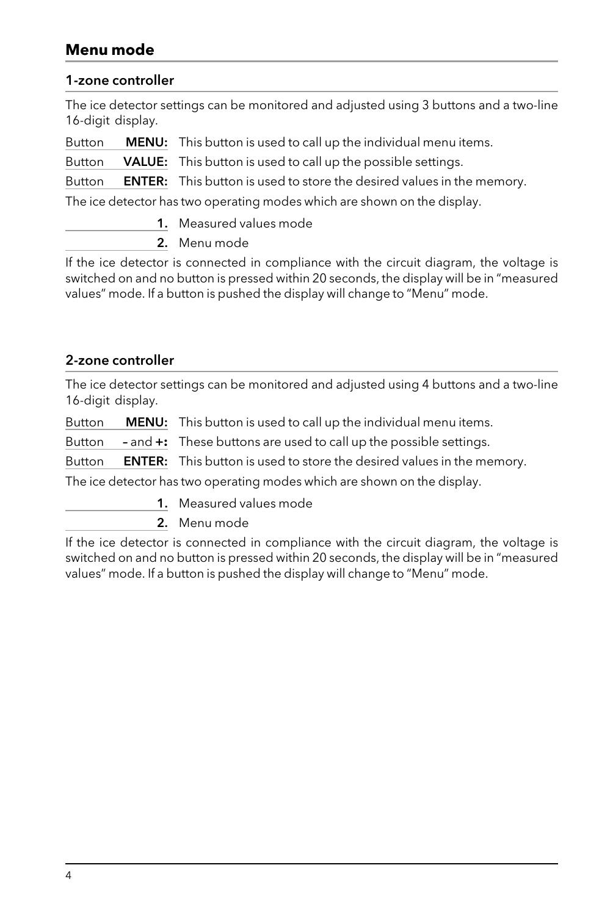## Menu mode

### 1-zone controller

The ice detector settings can be monitored and adjusted using 3 buttons and a two-line 16-digit display.

Button **MENU:** This button is used to call up the individual menu items.

Button **VALUE:** This button is used to call up the possible settings.

Button **ENTER:** This button is used to store the desired values in the memory.

The ice detector has two operating modes which are shown on the display.

1. Measured values mode
2. Menu mode

If the ice detector is connected in compliance with the circuit diagram, the voltage is switched on and no button is pressed within 20 seconds, the display will be in "measured values" mode. If a button is pushed the display will change to "Menu" mode.

### 2-zone controller

The ice detector settings can be monitored and adjusted using 4 buttons and a two-line 16-digit display.

Button **MENU:** This button is used to call up the individual menu items.

Button **–** and **+:** These buttons are used to call up the possible settings.

Button **ENTER:** This button is used to store the desired values in the memory.

The ice detector has two operating modes which are shown on the display.

1. Measured values mode
2. Menu mode

If the ice detector is connected in compliance with the circuit diagram, the voltage is switched on and no button is pressed within 20 seconds, the display will be in "measured values" mode. If a button is pushed the display will change to "Menu" mode.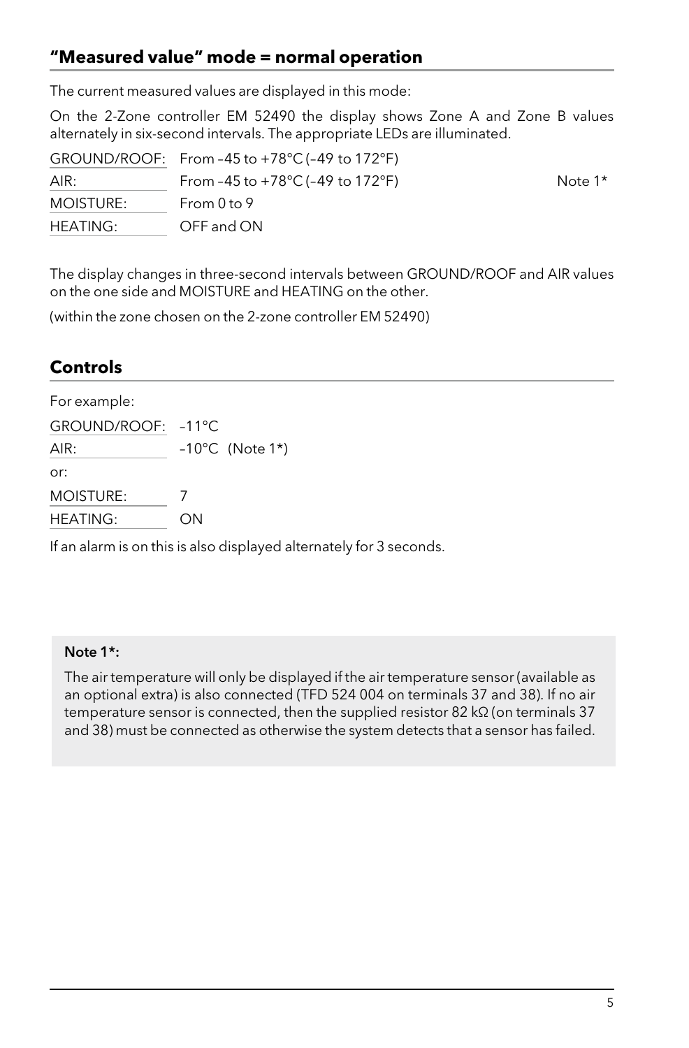## "Measured value" mode = normal operation

The current measured values are displayed in this mode:

On the 2-Zone controller EM 52490 the display shows Zone A and Zone B values alternately in six-second intervals. The appropriate LEDs are illuminated.

| | | |
|---|---|---|
| GROUND/ROOF: | From –45 to +78°C (–49 to 172°F) | |
| AIR: | From –45 to +78°C (–49 to 172°F) | Note 1* |
| MOISTURE: | From 0 to 9 | |
| HEATING: | OFF and ON | |

The display changes in three-second intervals between GROUND/ROOF and AIR values on the one side and MOISTURE and HEATING on the other.

(within the zone chosen on the 2-zone controller EM 52490)

## Controls

For example:

GROUND/ROOF: –11°C

AIR: –10°C (Note 1*)

or:

MOISTURE: 7

HEATING: ON

If an alarm is on this is also displayed alternately for 3 seconds.

**Note 1*:**

The air temperature will only be displayed if the air temperature sensor (available as an optional extra) is also connected (TFD 524 004 on terminals 37 and 38). If no air temperature sensor is connected, then the supplied resistor 82 kΩ (on terminals 37 and 38) must be connected as otherwise the system detects that a sensor has failed.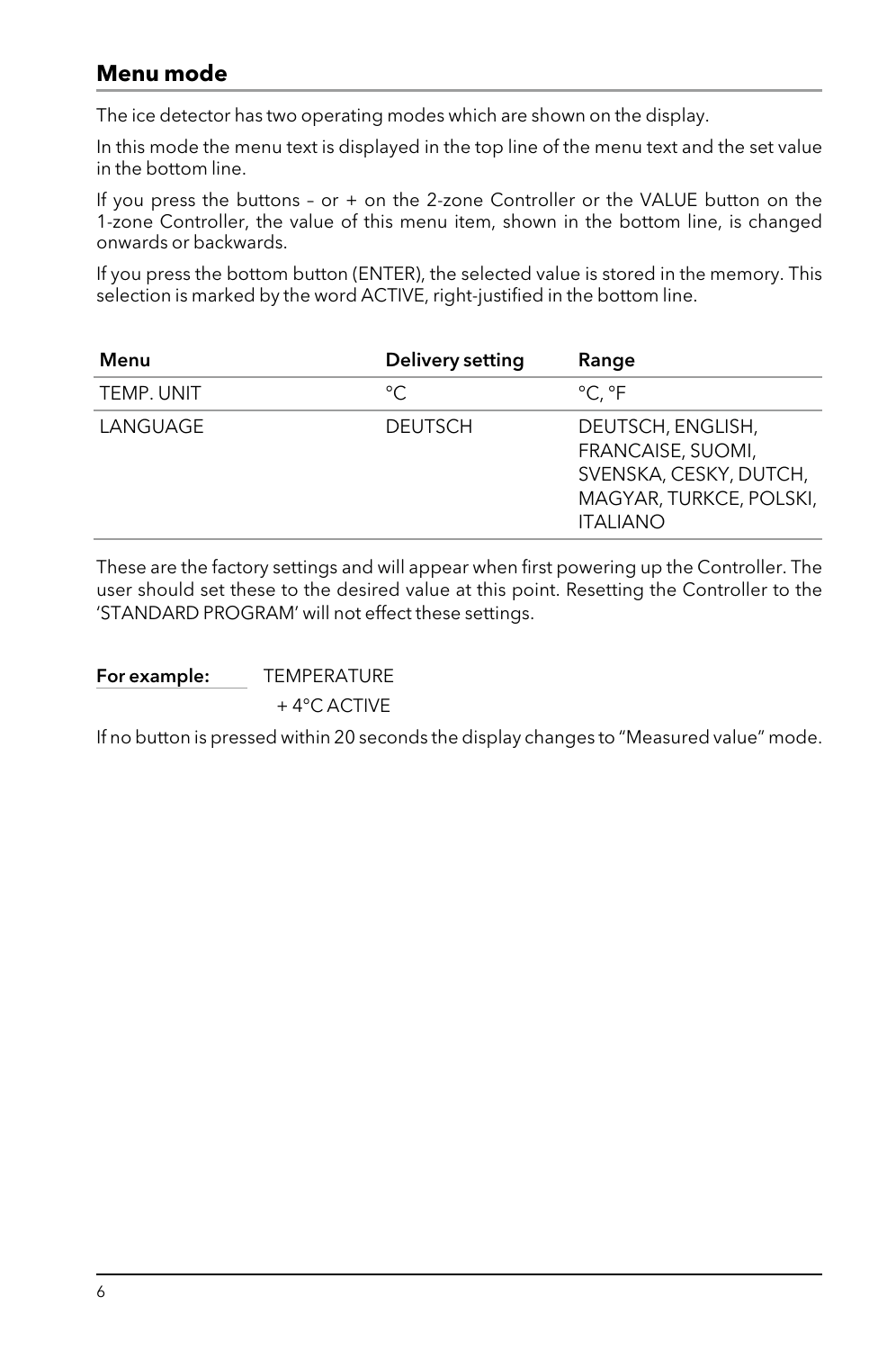## Menu mode

The ice detector has two operating modes which are shown on the display.

In this mode the menu text is displayed in the top line of the menu text and the set value in the bottom line.

If you press the buttons – or + on the 2-zone Controller or the VALUE button on the 1-zone Controller, the value of this menu item, shown in the bottom line, is changed onwards or backwards.

If you press the bottom button (ENTER), the selected value is stored in the memory. This selection is marked by the word ACTIVE, right-justified in the bottom line.

| Menu | Delivery setting | Range |
|---|---|---|
| TEMP. UNIT | °C | °C, °F |
| LANGUAGE | DEUTSCH | DEUTSCH, ENGLISH, FRANCAISE, SUOMI, SVENSKA, CESKY, DUTCH, MAGYAR, TURKCE, POLSKI, ITALIANO |

These are the factory settings and will appear when first powering up the Controller. The user should set these to the desired value at this point. Resetting the Controller to the 'STANDARD PROGRAM' will not effect these settings.

**For example:** TEMPERATURE
+ 4°C ACTIVE

If no button is pressed within 20 seconds the display changes to "Measured value" mode.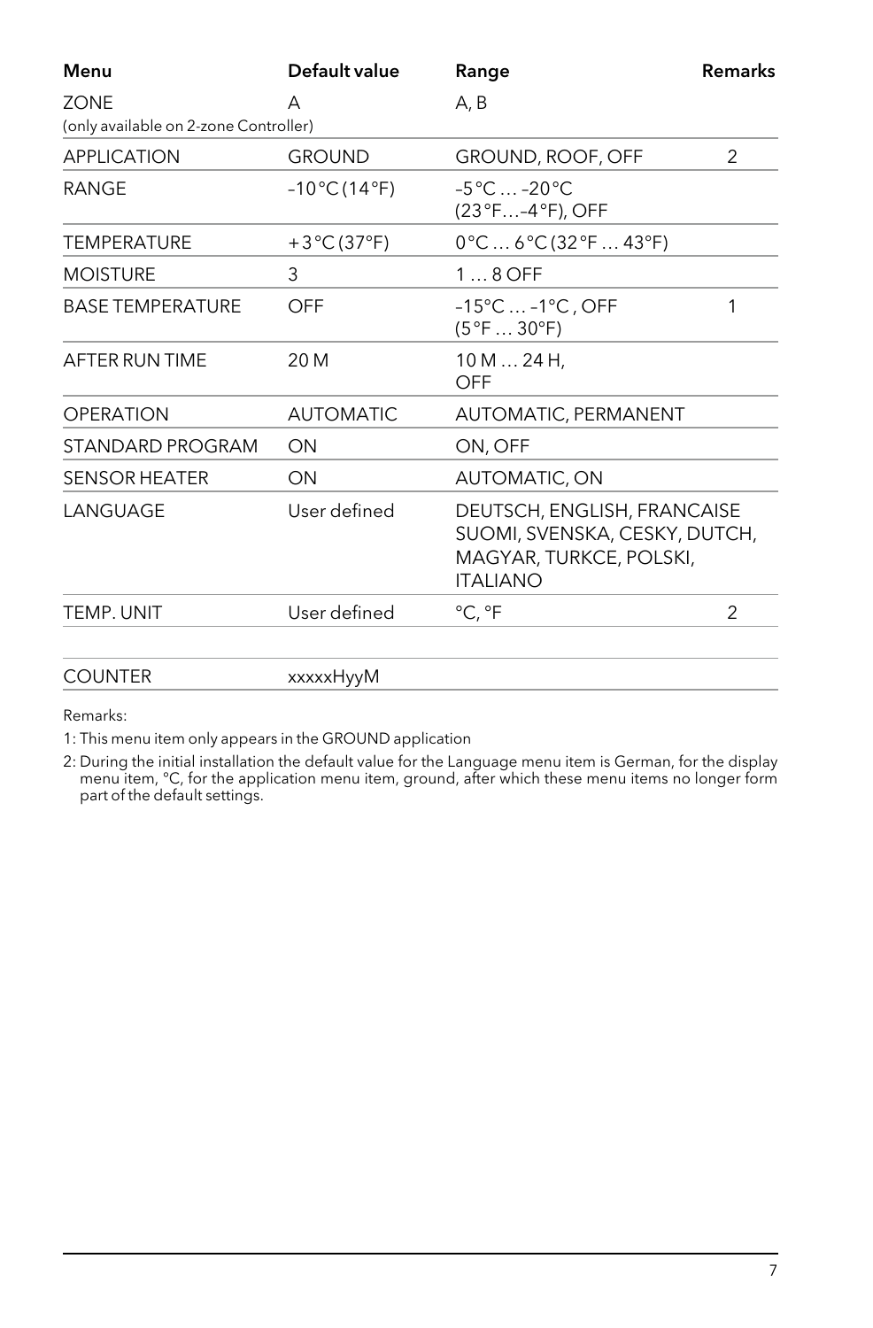| Menu | Default value | Range | Remarks |
|---|---|---|---|
| ZONE (only available on 2-zone Controller) | A | A, B | |
| APPLICATION | GROUND | GROUND, ROOF, OFF | 2 |
| RANGE | –10 °C (14 °F) | –5 °C … –20 °C (23 °F…–4 °F), OFF | |
| TEMPERATURE | + 3 °C (37°F) | 0 °C … 6 °C (32 °F … 43°F) | |
| MOISTURE | 3 | 1 … 8 OFF | |
| BASE TEMPERATURE | OFF | –15°C … –1°C , OFF (5 °F … 30°F) | 1 |
| AFTER RUN TIME | 20 M | 10 M … 24 H, OFF | |
| OPERATION | AUTOMATIC | AUTOMATIC, PERMANENT | |
| STANDARD PROGRAM | ON | ON, OFF | |
| SENSOR HEATER | ON | AUTOMATIC, ON | |
| LANGUAGE | User defined | DEUTSCH, ENGLISH, FRANCAISE SUOMI, SVENSKA, CESKY, DUTCH, MAGYAR, TURKCE, POLSKI, ITALIANO | |
| TEMP. UNIT | User defined | °C, °F | 2 |
| | | | |
| COUNTER | xxxxxHyyM | | |

Remarks:

1: This menu item only appears in the GROUND application

2: During the initial installation the default value for the Language menu item is German, for the display menu item, °C, for the application menu item, ground, after which these menu items no longer form part of the default settings.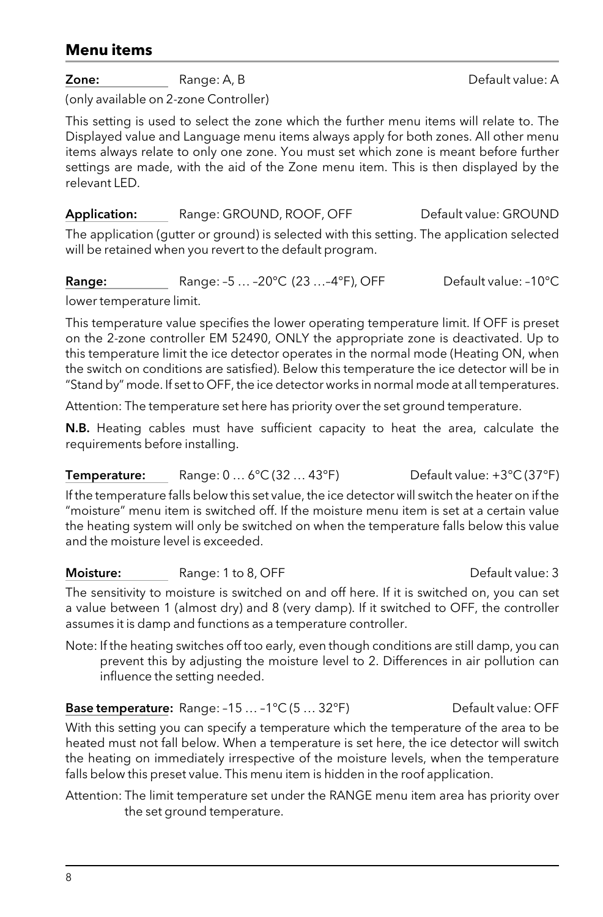## Menu items

**Zone:** Range: A, B Default value: A

(only available on 2-zone Controller)

This setting is used to select the zone which the further menu items will relate to. The Displayed value and Language menu items always apply for both zones. All other menu items always relate to only one zone. You must set which zone is meant before further settings are made, with the aid of the Zone menu item. This is then displayed by the relevant LED.

**Application:** Range: GROUND, ROOF, OFF Default value: GROUND

The application (gutter or ground) is selected with this setting. The application selected will be retained when you revert to the default program.

**Range:** Range: –5 … –20°C (23 …–4°F), OFF Default value: –10°C

lower temperature limit.

This temperature value specifies the lower operating temperature limit. If OFF is preset on the 2-zone controller EM 52490, ONLY the appropriate zone is deactivated. Up to this temperature limit the ice detector operates in the normal mode (Heating ON, when the switch on conditions are satisfied). Below this temperature the ice detector will be in "Stand by" mode. If set to OFF, the ice detector works in normal mode at all temperatures.

Attention: The temperature set here has priority over the set ground temperature.

**N.B.** Heating cables must have sufficient capacity to heat the area, calculate the requirements before installing.

**Temperature:** Range: 0 … 6°C (32 … 43°F) Default value: +3°C (37°F)

If the temperature falls below this set value, the ice detector will switch the heater on if the "moisture" menu item is switched off. If the moisture menu item is set at a certain value the heating system will only be switched on when the temperature falls below this value and the moisture level is exceeded.

**Moisture:** Range: 1 to 8, OFF Default value: 3

The sensitivity to moisture is switched on and off here. If it is switched on, you can set a value between 1 (almost dry) and 8 (very damp). If it switched to OFF, the controller assumes it is damp and functions as a temperature controller.

Note: If the heating switches off too early, even though conditions are still damp, you can prevent this by adjusting the moisture level to 2. Differences in air pollution can influence the setting needed.

**Base temperature:** Range: –15 … –1°C (5 … 32°F) Default value: OFF

With this setting you can specify a temperature which the temperature of the area to be heated must not fall below. When a temperature is set here, the ice detector will switch the heating on immediately irrespective of the moisture levels, when the temperature falls below this preset value. This menu item is hidden in the roof application.

Attention: The limit temperature set under the RANGE menu item area has priority over the set ground temperature.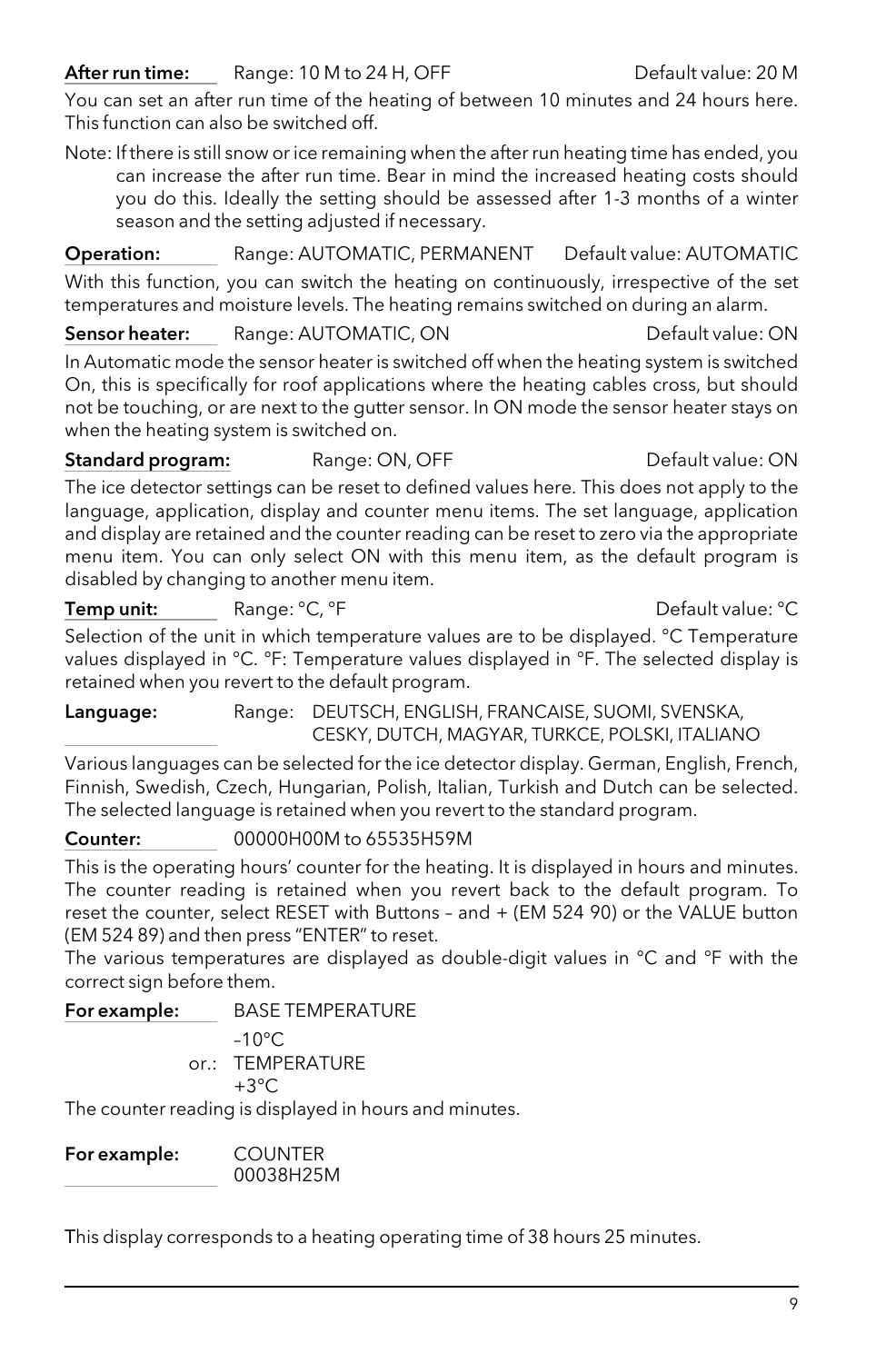**After run time:** Range: 10 M to 24 H, OFF Default value: 20 M

You can set an after run time of the heating of between 10 minutes and 24 hours here. This function can also be switched off.

Note: If there is still snow or ice remaining when the after run heating time has ended, you can increase the after run time. Bear in mind the increased heating costs should you do this. Ideally the setting should be assessed after 1-3 months of a winter season and the setting adjusted if necessary.

**Operation:** Range: AUTOMATIC, PERMANENT Default value: AUTOMATIC

With this function, you can switch the heating on continuously, irrespective of the set temperatures and moisture levels. The heating remains switched on during an alarm.

**Sensor heater:** Range: AUTOMATIC, ON Default value: ON

In Automatic mode the sensor heater is switched off when the heating system is switched On, this is specifically for roof applications where the heating cables cross, but should not be touching, or are next to the gutter sensor. In ON mode the sensor heater stays on when the heating system is switched on.

**Standard program:** Range: ON, OFF Default value: ON

The ice detector settings can be reset to defined values here. This does not apply to the language, application, display and counter menu items. The set language, application and display are retained and the counter reading can be reset to zero via the appropriate menu item. You can only select ON with this menu item, as the default program is disabled by changing to another menu item.

**Temp unit:** Range: °C, °F Default value: °C

Selection of the unit in which temperature values are to be displayed. °C Temperature values displayed in °C. °F: Temperature values displayed in °F. The selected display is retained when you revert to the default program.

**Language:** Range: DEUTSCH, ENGLISH, FRANCAISE, SUOMI, SVENSKA, CESKY, DUTCH, MAGYAR, TURKCE, POLSKI, ITALIANO

Various languages can be selected for the ice detector display. German, English, French, Finnish, Swedish, Czech, Hungarian, Polish, Italian, Turkish and Dutch can be selected. The selected language is retained when you revert to the standard program.

**Counter:** 00000H00M to 65535H59M

This is the operating hours' counter for the heating. It is displayed in hours and minutes. The counter reading is retained when you revert back to the default program. To reset the counter, select RESET with Buttons – and + (EM 524 90) or the VALUE button (EM 524 89) and then press "ENTER" to reset.

The various temperatures are displayed as double-digit values in °C and °F with the correct sign before them.

**For example:** BASE TEMPERATURE
–10°C
or.: TEMPERATURE
+3°C

The counter reading is displayed in hours and minutes.

**For example:** COUNTER
00038H25M

This display corresponds to a heating operating time of 38 hours 25 minutes.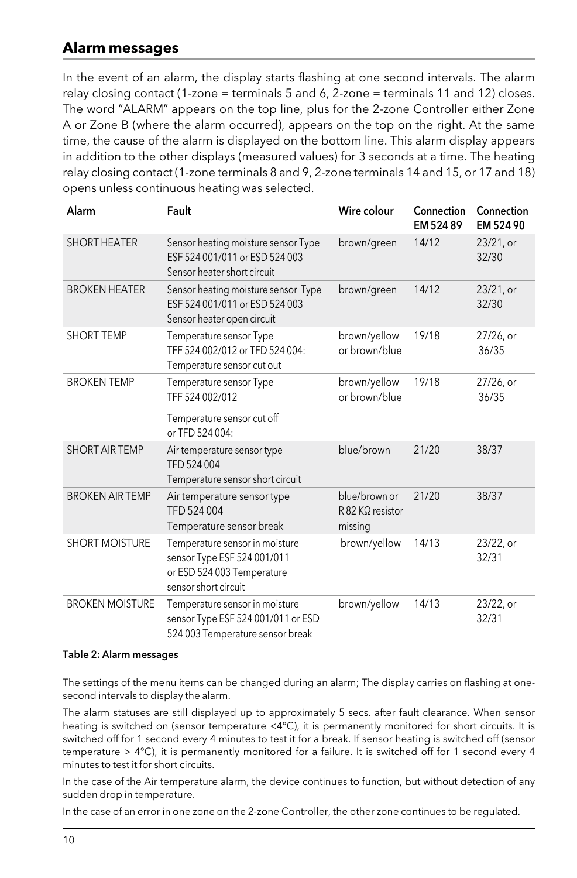## Alarm messages

In the event of an alarm, the display starts flashing at one second intervals. The alarm relay closing contact (1-zone = terminals 5 and 6, 2-zone = terminals 11 and 12) closes. The word "ALARM" appears on the top line, plus for the 2-zone Controller either Zone A or Zone B (where the alarm occurred), appears on the top on the right. At the same time, the cause of the alarm is displayed on the bottom line. This alarm display appears in addition to the other displays (measured values) for 3 seconds at a time. The heating relay closing contact (1-zone terminals 8 and 9, 2-zone terminals 14 and 15, or 17 and 18) opens unless continuous heating was selected.

| Alarm | Fault | Wire colour | Connection EM 524 89 | Connection EM 524 90 |
| --- | --- | --- | --- | --- |
| SHORT HEATER | Sensor heating moisture sensor Type ESF 524 001/011 or ESD 524 003 Sensor heater short circuit | brown/green | 14/12 | 23/21, or 32/30 |
| BROKEN HEATER | Sensor heating moisture sensor Type ESF 524 001/011 or ESD 524 003 Sensor heater open circuit | brown/green | 14/12 | 23/21, or 32/30 |
| SHORT TEMP | Temperature sensor Type TFF 524 002/012 or TFD 524 004: Temperature sensor cut out | brown/yellow or brown/blue | 19/18 | 27/26, or 36/35 |
| BROKEN TEMP | Temperature sensor Type TFF 524 002/012<br>Temperature sensor cut off or TFD 524 004: | brown/yellow or brown/blue | 19/18 | 27/26, or 36/35 |
| SHORT AIR TEMP | Air temperature sensor type TFD 524 004 Temperature sensor short circuit | blue/brown | 21/20 | 38/37 |
| BROKEN AIR TEMP | Air temperature sensor type TFD 524 004 Temperature sensor break | blue/brown or R 82 KΩ resistor missing | 21/20 | 38/37 |
| SHORT MOISTURE | Temperature sensor in moisture sensor Type ESF 524 001/011 or ESD 524 003 Temperature sensor short circuit | brown/yellow | 14/13 | 23/22, or 32/31 |
| BROKEN MOISTURE | Temperature sensor in moisture sensor Type ESF 524 001/011 or ESD 524 003 Temperature sensor break | brown/yellow | 14/13 | 23/22, or 32/31 |

**Table 2: Alarm messages**

The settings of the menu items can be changed during an alarm; The display carries on flashing at one-second intervals to display the alarm.

The alarm statuses are still displayed up to approximately 5 secs. after fault clearance. When sensor heating is switched on (sensor temperature <4°C), it is permanently monitored for short circuits. It is switched off for 1 second every 4 minutes to test it for a break. If sensor heating is switched off (sensor temperature > 4°C), it is permanently monitored for a failure. It is switched off for 1 second every 4 minutes to test it for short circuits.

In the case of the Air temperature alarm, the device continues to function, but without detection of any sudden drop in temperature.

In the case of an error in one zone on the 2-zone Controller, the other zone continues to be regulated.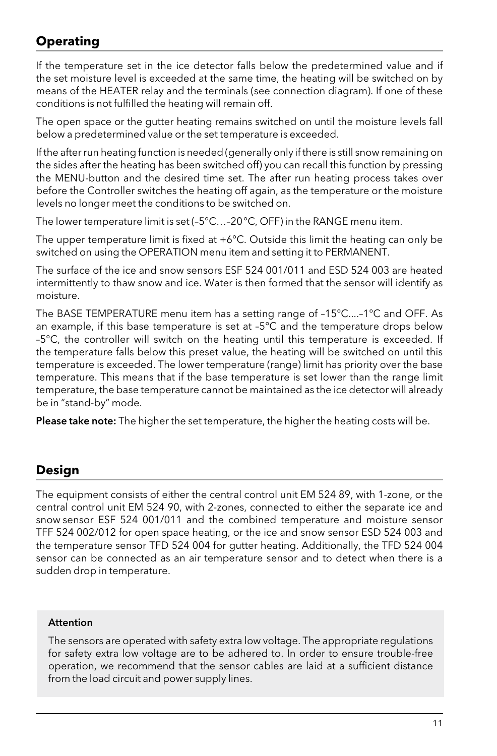## Operating

If the temperature set in the ice detector falls below the predetermined value and if the set moisture level is exceeded at the same time, the heating will be switched on by means of the HEATER relay and the terminals (see connection diagram). If one of these conditions is not fulfilled the heating will remain off.

The open space or the gutter heating remains switched on until the moisture levels fall below a predetermined value or the set temperature is exceeded.

If the after run heating function is needed (generally only if there is still snow remaining on the sides after the heating has been switched off) you can recall this function by pressing the MENU-button and the desired time set. The after run heating process takes over before the Controller switches the heating off again, as the temperature or the moisture levels no longer meet the conditions to be switched on.

The lower temperature limit is set (–5°C…–20 °C, OFF) in the RANGE menu item.

The upper temperature limit is fixed at +6°C. Outside this limit the heating can only be switched on using the OPERATION menu item and setting it to PERMANENT.

The surface of the ice and snow sensors ESF 524 001/011 and ESD 524 003 are heated intermittently to thaw snow and ice. Water is then formed that the sensor will identify as moisture.

The BASE TEMPERATURE menu item has a setting range of –15°C....–1°C and OFF. As an example, if this base temperature is set at –5°C and the temperature drops below –5°C, the controller will switch on the heating until this temperature is exceeded. If the temperature falls below this preset value, the heating will be switched on until this temperature is exceeded. The lower temperature (range) limit has priority over the base temperature. This means that if the base temperature is set lower than the range limit temperature, the base temperature cannot be maintained as the ice detector will already be in “stand-by” mode.

**Please take note:** The higher the set temperature, the higher the heating costs will be.

## Design

The equipment consists of either the central control unit EM 524 89, with 1-zone, or the central control unit EM 524 90, with 2-zones, connected to either the separate ice and snow sensor ESF 524 001/011 and the combined temperature and moisture sensor TFF 524 002/012 for open space heating, or the ice and snow sensor ESD 524 003 and the temperature sensor TFD 524 004 for gutter heating. Additionally, the TFD 524 004 sensor can be connected as an air temperature sensor and to detect when there is a sudden drop in temperature.

**Attention**

The sensors are operated with safety extra low voltage. The appropriate regulations for safety extra low voltage are to be adhered to. In order to ensure trouble-free operation, we recommend that the sensor cables are laid at a sufficient distance from the load circuit and power supply lines.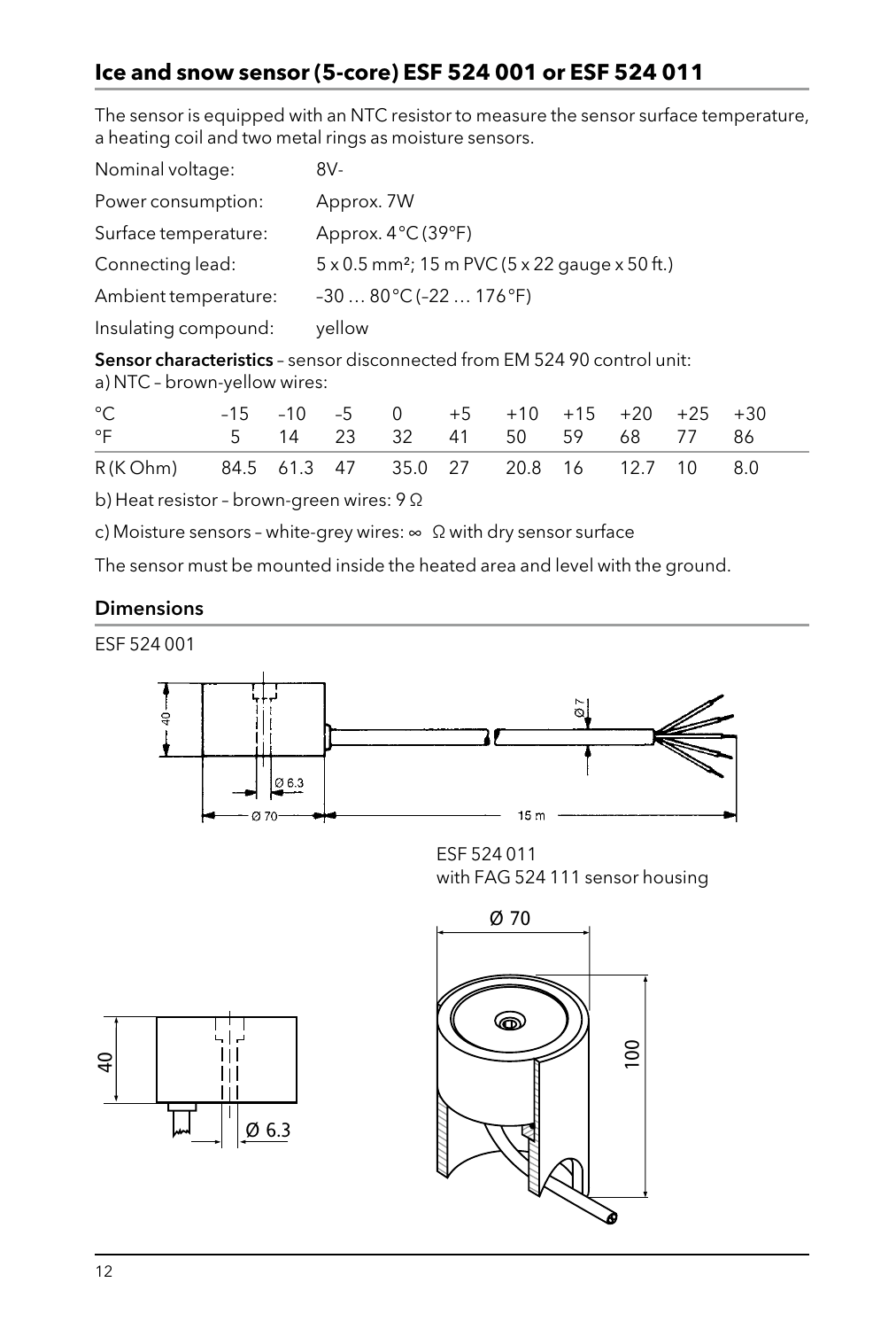## Ice and snow sensor (5-core) ESF 524 001 or ESF 524 011

The sensor is equipped with an NTC resistor to measure the sensor surface temperature, a heating coil and two metal rings as moisture sensors.

| | |
|---|---|
| Nominal voltage: | 8V- |
| Power consumption: | Approx. 7W |
| Surface temperature: | Approx. 4 °C (39°F) |
| Connecting lead: | 5 x 0.5 mm²; 15 m PVC (5 x 22 gauge x 50 ft.) |
| Ambient temperature: | –30 … 80 °C (–22 … 176 °F) |
| Insulating compound: | yellow |

**Sensor characteristics** – sensor disconnected from EM 524 90 control unit:
a) NTC – brown-yellow wires:

| °C | –15 | –10 | –5 | 0 | +5 | +10 | +15 | +20 | +25 | +30 |
|---|---|---|---|---|---|---|---|---|---|---|
| °F | 5 | 14 | 23 | 32 | 41 | 50 | 59 | 68 | 77 | 86 |
| R (K Ohm) | 84.5 | 61.3 | 47 | 35.0 | 27 | 20.8 | 16 | 12.7 | 10 | 8.0 |

b) Heat resistor – brown-green wires: 9 Ω

c) Moisture sensors – white-grey wires: ∞ Ω with dry sensor surface

The sensor must be mounted inside the heated area and level with the ground.

### Dimensions

ESF 524 001

40
Ø 6.3
Ø 70
Ø 7
15 m

ESF 524 011
with FAG 524 111 sensor housing

40
Ø 6.3
Ø 70
100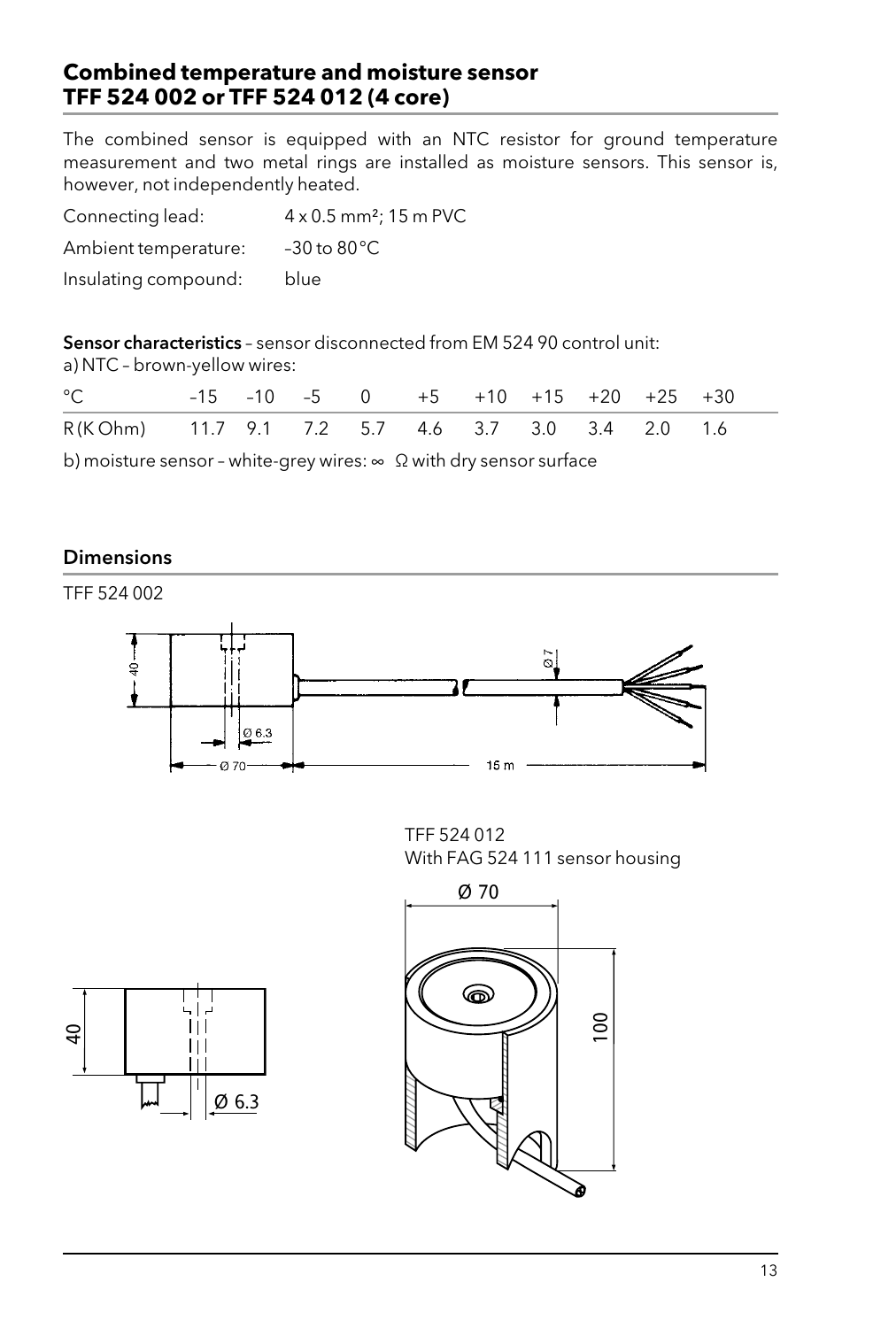## Combined temperature and moisture sensor TFF 524 002 or TFF 524 012 (4 core)

The combined sensor is equipped with an NTC resistor for ground temperature measurement and two metal rings are installed as moisture sensors. This sensor is, however, not independently heated.

Connecting lead: 4 x 0.5 mm²; 15 m PVC

Ambient temperature: –30 to 80 °C

Insulating compound: blue

**Sensor characteristics** – sensor disconnected from EM 524 90 control unit:

a) NTC – brown-yellow wires:

| °C | –15 | –10 | –5 | 0 | +5 | +10 | +15 | +20 | +25 | +30 |
|---|---|---|---|---|---|---|---|---|---|---|
| R (K Ohm) | 11.7 | 9.1 | 7.2 | 5.7 | 4.6 | 3.7 | 3.0 | 3.4 | 2.0 | 1.6 |

b) moisture sensor – white-grey wires: ∞ Ω with dry sensor surface

### Dimensions

TFF 524 002

40
Ø 6.3
Ø 70
Ø 7
15 m

TFF 524 012
With FAG 524 111 sensor housing

40
Ø 6.3
Ø 70
100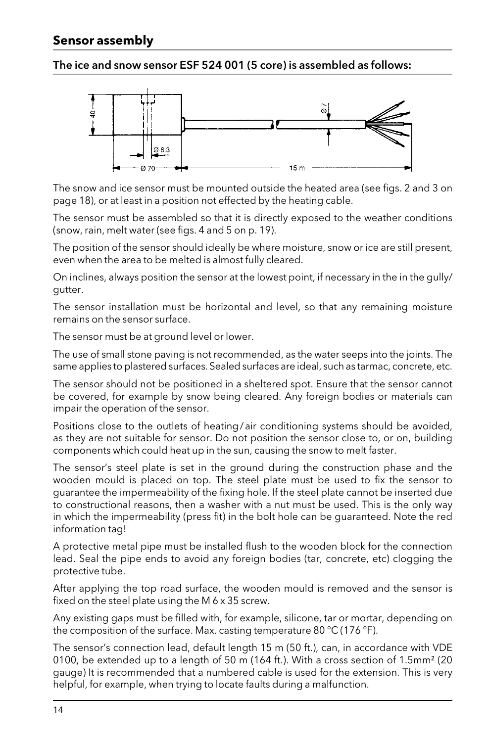## Sensor assembly

### The ice and snow sensor ESF 524 001 (5 core) is assembled as follows:

40
Ø 6.3
Ø 70
Ø 7
15 m

The snow and ice sensor must be mounted outside the heated area (see figs. 2 and 3 on page 18), or at least in a position not effected by the heating cable.

The sensor must be assembled so that it is directly exposed to the weather conditions (snow, rain, melt water (see figs. 4 and 5 on p. 19).

The position of the sensor should ideally be where moisture, snow or ice are still present, even when the area to be melted is almost fully cleared.

On inclines, always position the sensor at the lowest point, if necessary in the in the gully/ gutter.

The sensor installation must be horizontal and level, so that any remaining moisture remains on the sensor surface.

The sensor must be at ground level or lower.

The use of small stone paving is not recommended, as the water seeps into the joints. The same applies to plastered surfaces. Sealed surfaces are ideal, such as tarmac, concrete, etc.

The sensor should not be positioned in a sheltered spot. Ensure that the sensor cannot be covered, for example by snow being cleared. Any foreign bodies or materials can impair the operation of the sensor.

Positions close to the outlets of heating / air conditioning systems should be avoided, as they are not suitable for sensor. Do not position the sensor close to, or on, building components which could heat up in the sun, causing the snow to melt faster.

The sensor's steel plate is set in the ground during the construction phase and the wooden mould is placed on top. The steel plate must be used to fix the sensor to guarantee the impermeability of the fixing hole. If the steel plate cannot be inserted due to constructional reasons, then a washer with a nut must be used. This is the only way in which the impermeability (press fit) in the bolt hole can be guaranteed. Note the red information tag!

A protective metal pipe must be installed flush to the wooden block for the connection lead. Seal the pipe ends to avoid any foreign bodies (tar, concrete, etc) clogging the protective tube.

After applying the top road surface, the wooden mould is removed and the sensor is fixed on the steel plate using the M 6 x 35 screw.

Any existing gaps must be filled with, for example, silicone, tar or mortar, depending on the composition of the surface. Max. casting temperature 80 °C (176 °F).

The sensor's connection lead, default length 15 m (50 ft.), can, in accordance with VDE 0100, be extended up to a length of 50 m (164 ft.). With a cross section of 1.5mm² (20 gauge) It is recommended that a numbered cable is used for the extension. This is very helpful, for example, when trying to locate faults during a malfunction.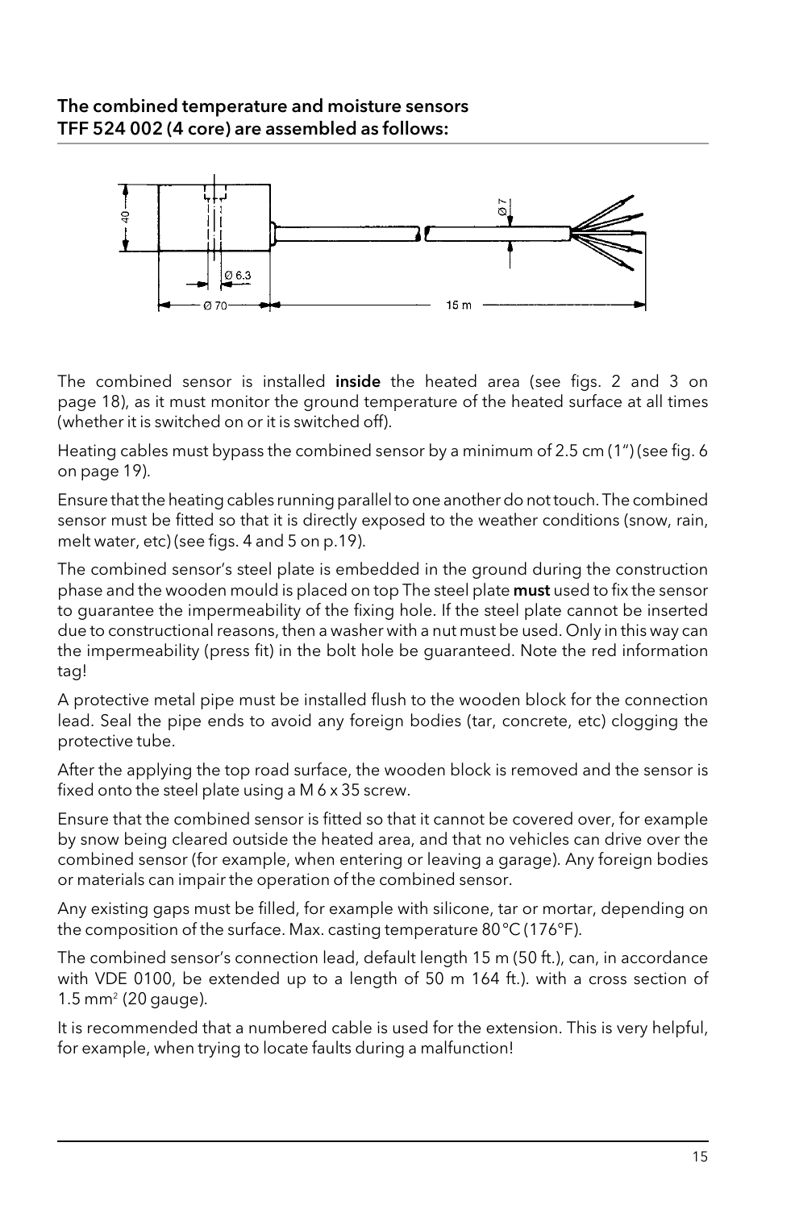## The combined temperature and moisture sensors TFF 524 002 (4 core) are assembled as follows:

40

Ø 6.3

Ø 70

Ø 7

15 m

The combined sensor is installed **inside** the heated area (see figs. 2 and 3 on page 18), as it must monitor the ground temperature of the heated surface at all times (whether it is switched on or it is switched off).

Heating cables must bypass the combined sensor by a minimum of 2.5 cm (1") (see fig. 6 on page 19).

Ensure that the heating cables running parallel to one another do not touch. The combined sensor must be fitted so that it is directly exposed to the weather conditions (snow, rain, melt water, etc) (see figs. 4 and 5 on p.19).

The combined sensor's steel plate is embedded in the ground during the construction phase and the wooden mould is placed on top The steel plate **must** used to fix the sensor to guarantee the impermeability of the fixing hole. If the steel plate cannot be inserted due to constructional reasons, then a washer with a nut must be used. Only in this way can the impermeability (press fit) in the bolt hole be guaranteed. Note the red information tag!

A protective metal pipe must be installed flush to the wooden block for the connection lead. Seal the pipe ends to avoid any foreign bodies (tar, concrete, etc) clogging the protective tube.

After the applying the top road surface, the wooden block is removed and the sensor is fixed onto the steel plate using a M 6 x 35 screw.

Ensure that the combined sensor is fitted so that it cannot be covered over, for example by snow being cleared outside the heated area, and that no vehicles can drive over the combined sensor (for example, when entering or leaving a garage). Any foreign bodies or materials can impair the operation of the combined sensor.

Any existing gaps must be filled, for example with silicone, tar or mortar, depending on the composition of the surface. Max. casting temperature 80 °C (176°F).

The combined sensor's connection lead, default length 15 m (50 ft.), can, in accordance with VDE 0100, be extended up to a length of 50 m 164 ft.). with a cross section of 1.5 mm$^2$ (20 gauge).

It is recommended that a numbered cable is used for the extension. This is very helpful, for example, when trying to locate faults during a malfunction!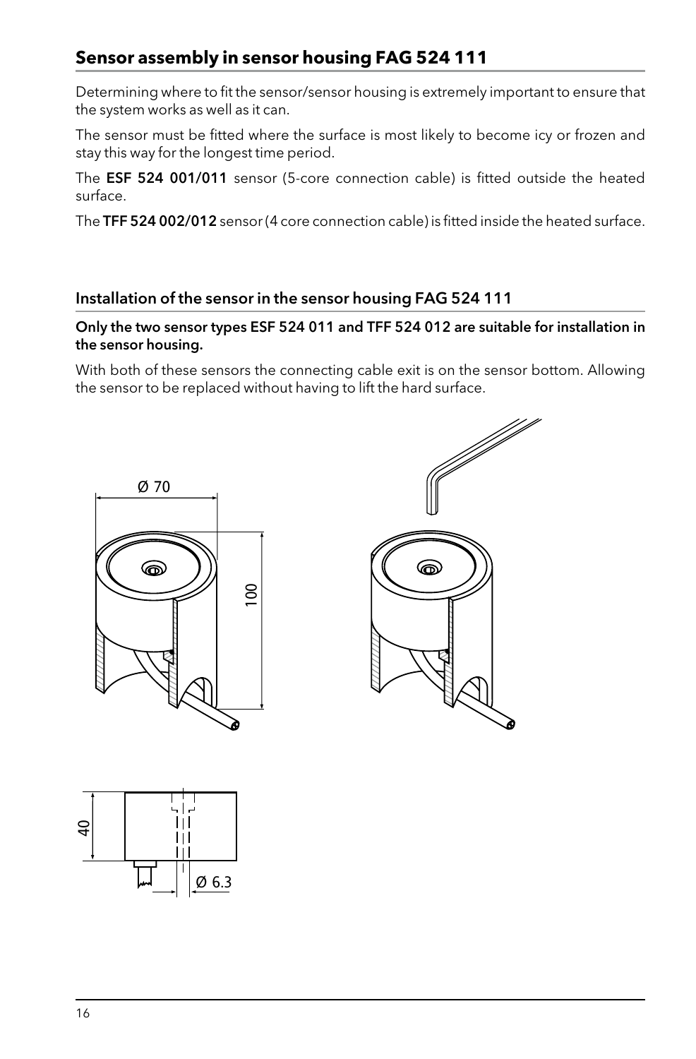## Sensor assembly in sensor housing FAG 524 111

Determining where to fit the sensor/sensor housing is extremely important to ensure that the system works as well as it can.

The sensor must be fitted where the surface is most likely to become icy or frozen and stay this way for the longest time period.

The **ESF 524 001/011** sensor (5-core connection cable) is fitted outside the heated surface.

The **TFF 524 002/012** sensor (4 core connection cable) is fitted inside the heated surface.

### Installation of the sensor in the sensor housing FAG 524 111

**Only the two sensor types ESF 524 011 and TFF 524 012 are suitable for installation in the sensor housing.**

With both of these sensors the connecting cable exit is on the sensor bottom. Allowing the sensor to be replaced without having to lift the hard surface.

Ø 70

100

40

Ø 6.3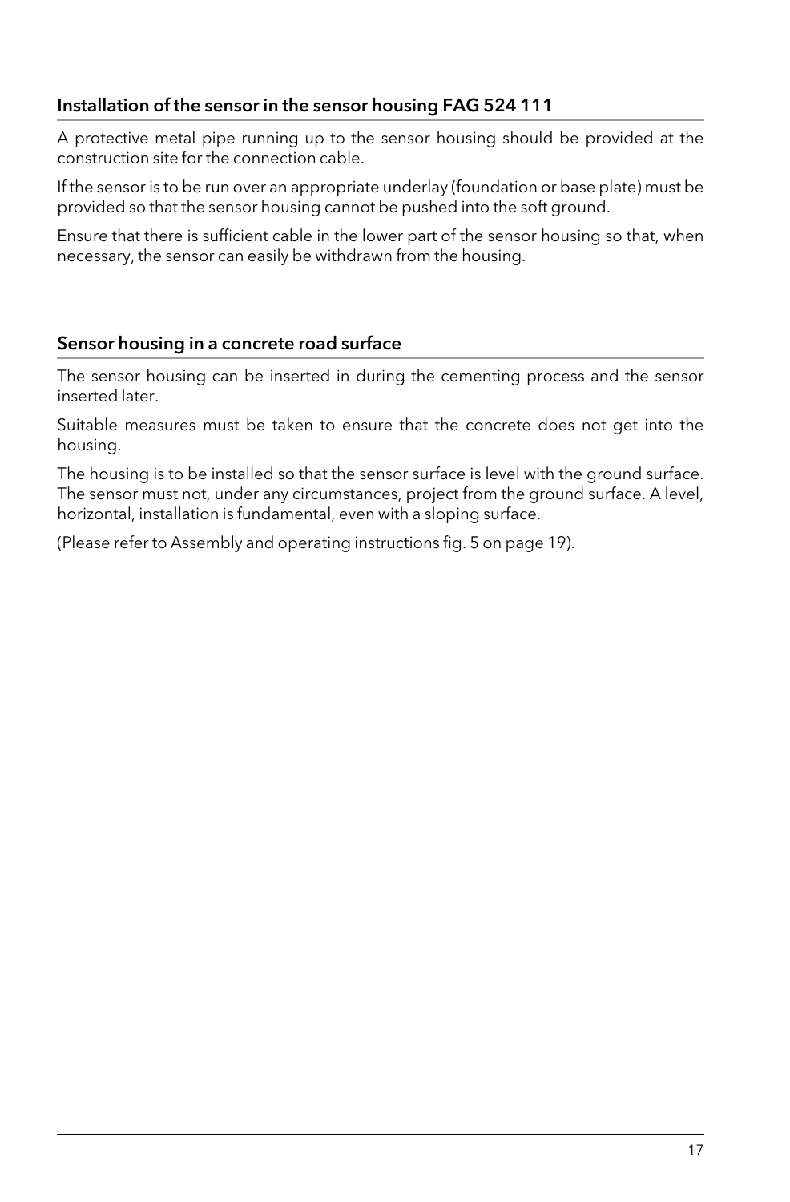## Installation of the sensor in the sensor housing FAG 524 111

A protective metal pipe running up to the sensor housing should be provided at the construction site for the connection cable.

If the sensor is to be run over an appropriate underlay (foundation or base plate) must be provided so that the sensor housing cannot be pushed into the soft ground.

Ensure that there is sufficient cable in the lower part of the sensor housing so that, when necessary, the sensor can easily be withdrawn from the housing.

## Sensor housing in a concrete road surface

The sensor housing can be inserted in during the cementing process and the sensor inserted later.

Suitable measures must be taken to ensure that the concrete does not get into the housing.

The housing is to be installed so that the sensor surface is level with the ground surface. The sensor must not, under any circumstances, project from the ground surface. A level, horizontal, installation is fundamental, even with a sloping surface.

(Please refer to Assembly and operating instructions fig. 5 on page 19).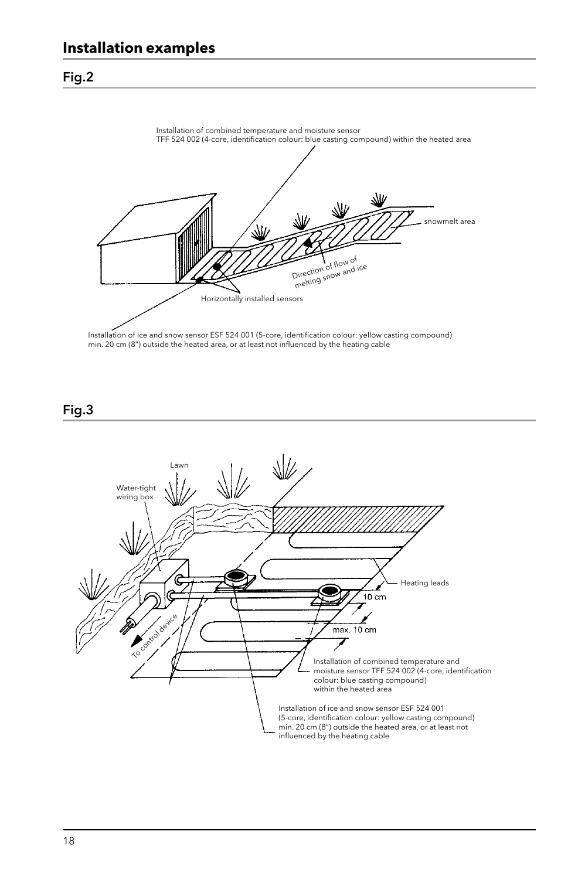# Installation examples

## Fig.2

Installation of combined temperature and moisture sensor
TFF 524 002 (4-core, identification colour: blue casting compound) within the heated area

snowmelt area

Direction of flow of melting snow and ice

Horizontally installed sensors

Installation of ice and snow sensor ESF 524 001 (5-core, identification colour: yellow casting compound) min. 20 cm (8") outside the heated area, or at least not influenced by the heating cable

## Fig.3

Lawn

Water-tight wiring box

Heating leads

10 cm

max. 10 cm

To control device

Installation of combined temperature and moisture sensor TFF 524 002 (4-core, identification colour: blue casting compound) within the heated area

Installation of ice and snow sensor ESF 524 001 (5-core, identification colour: yellow casting compound) min. 20 cm (8") outside the heated area, or at least not influenced by the heating cable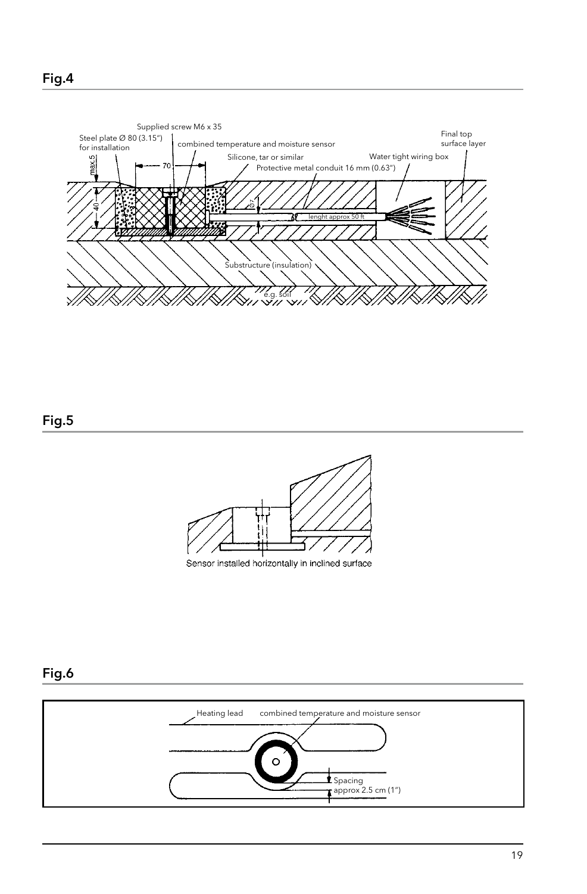## Fig.4

Supplied screw M6 x 35

Steel plate Ø 80 (3.15")
for installation

combined temperature and moisture sensor

Final top
surface layer

Water tight wiring box

Silicone, tar or similar

Protective metal conduit 16 mm (0.63")

max.5

70

40

Ø7

lenght approx 50 ft

Substructure (insulation)

e.g. soil

## Fig.5

Sensor installed horizontally in inclined surface

## Fig.6

Heating lead

combined temperature and moisture sensor

Spacing
approx 2.5 cm (1")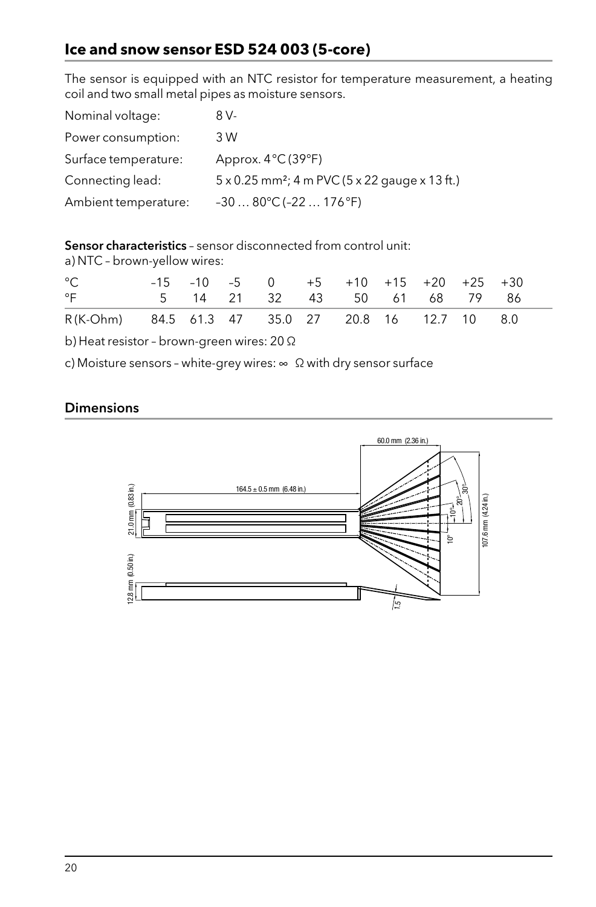## Ice and snow sensor ESD 524 003 (5-core)

The sensor is equipped with an NTC resistor for temperature measurement, a heating coil and two small metal pipes as moisture sensors.

| | |
|---|---|
| Nominal voltage: | 8 V- |
| Power consumption: | 3 W |
| Surface temperature: | Approx. 4 °C (39°F) |
| Connecting lead: | 5 x 0.25 mm²; 4 m PVC (5 x 22 gauge x 13 ft.) |
| Ambient temperature: | –30 … 80°C (–22 … 176 °F) |

**Sensor characteristics** – sensor disconnected from control unit:

a) NTC – brown-yellow wires:

| °C | –15 | –10 | –5 | 0 | +5 | +10 | +15 | +20 | +25 | +30 |
|---|---|---|---|---|---|---|---|---|---|---|
| °F | 5 | 14 | 21 | 32 | 43 | 50 | 61 | 68 | 79 | 86 |
| R (K-Ohm) | 84.5 | 61.3 | 47 | 35.0 | 27 | 20.8 | 16 | 12.7 | 10 | 8.0 |

b) Heat resistor – brown-green wires: 20 Ω

c) Moisture sensors – white-grey wires: ∞ Ω with dry sensor surface

### Dimensions

60.0 mm (2.36 in.)

164.5 ± 0.5 mm (6.48 in.)

21.0 mm (0.83 in.)

12.8 mm (0.50 in.)

107.6 mm (4.24 in.)

30°

20°

10°

10°

1.5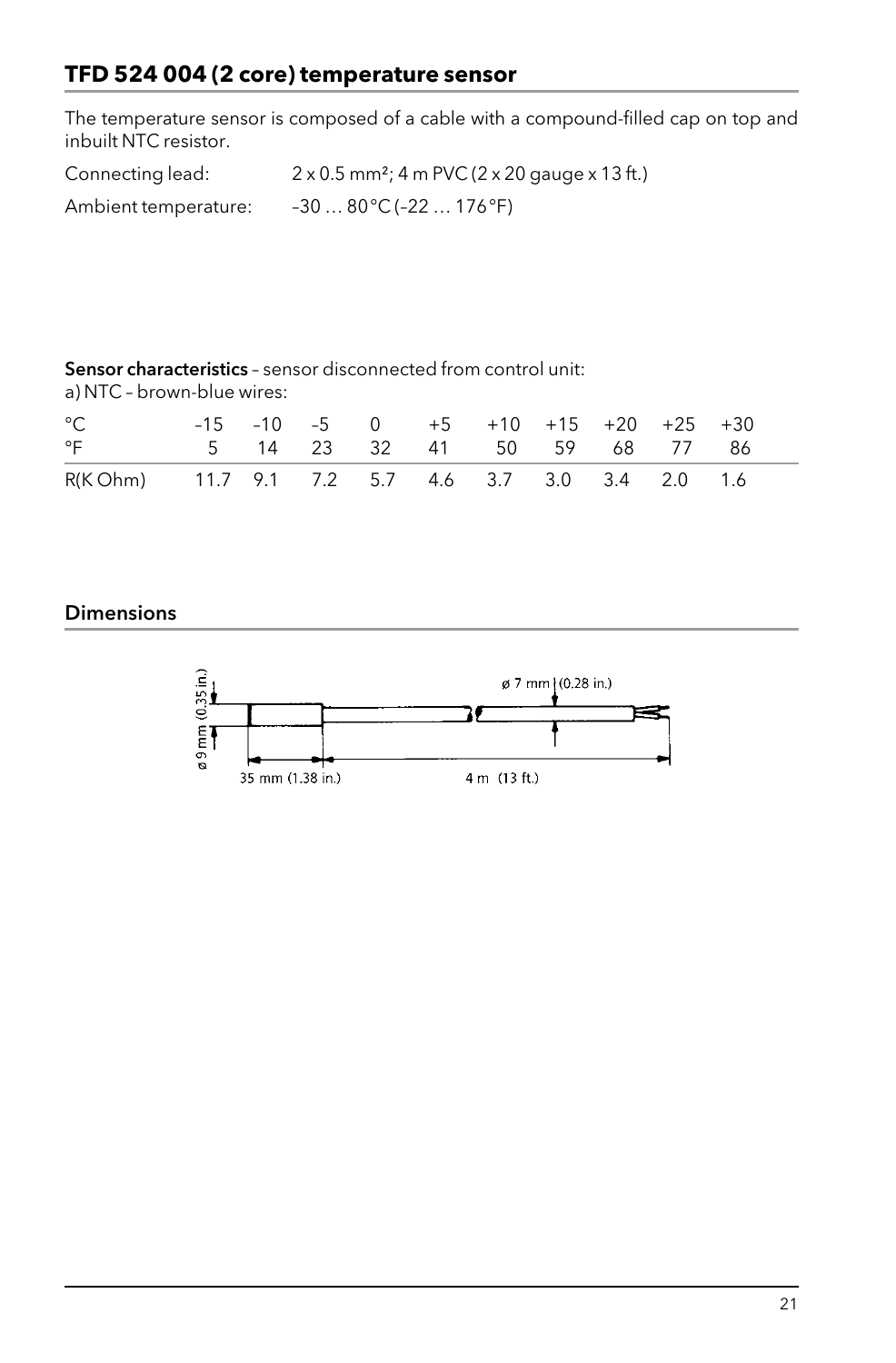## TFD 524 004 (2 core) temperature sensor

The temperature sensor is composed of a cable with a compound-filled cap on top and inbuilt NTC resistor.

Connecting lead: 2 x 0.5 mm²; 4 m PVC (2 x 20 gauge x 13 ft.)

Ambient temperature: –30 … 80 °C (–22 … 176 °F)

**Sensor characteristics** – sensor disconnected from control unit:

a) NTC – brown-blue wires:

| °C | –15 | –10 | –5 | 0 | +5 | +10 | +15 | +20 | +25 | +30 |
|---|---|---|---|---|---|---|---|---|---|---|
| °F | 5 | 14 | 23 | 32 | 41 | 50 | 59 | 68 | 77 | 86 |
| R(K Ohm) | 11.7 | 9.1 | 7.2 | 5.7 | 4.6 | 3.7 | 3.0 | 3.4 | 2.0 | 1.6 |

### Dimensions

ø 9 mm (0.35 in.)

ø 7 mm (0.28 in.)

35 mm (1.38 in.)

4 m (13 ft.)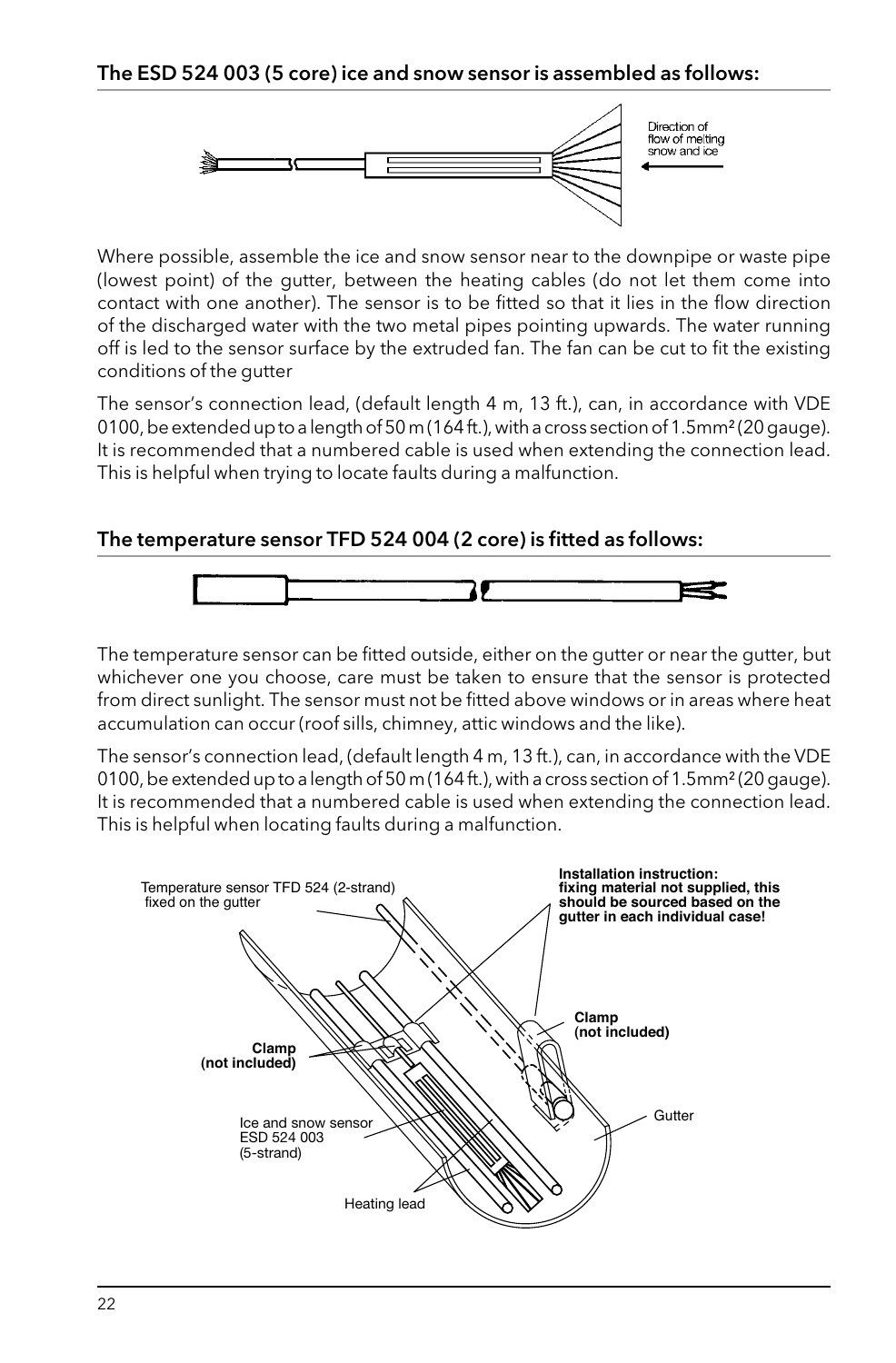### The ESD 524 003 (5 core) ice and snow sensor is assembled as follows:

Direction of flow of melting snow and ice

Where possible, assemble the ice and snow sensor near to the downpipe or waste pipe (lowest point) of the gutter, between the heating cables (do not let them come into contact with one another). The sensor is to be fitted so that it lies in the flow direction of the discharged water with the two metal pipes pointing upwards. The water running off is led to the sensor surface by the extruded fan. The fan can be cut to fit the existing conditions of the gutter

The sensor's connection lead, (default length 4 m, 13 ft.), can, in accordance with VDE 0100, be extended up to a length of 50 m (164 ft.), with a cross section of 1.5mm² (20 gauge). It is recommended that a numbered cable is used when extending the connection lead. This is helpful when trying to locate faults during a malfunction.

### The temperature sensor TFD 524 004 (2 core) is fitted as follows:

The temperature sensor can be fitted outside, either on the gutter or near the gutter, but whichever one you choose, care must be taken to ensure that the sensor is protected from direct sunlight. The sensor must not be fitted above windows or in areas where heat accumulation can occur (roof sills, chimney, attic windows and the like).

The sensor's connection lead, (default length 4 m, 13 ft.), can, in accordance with the VDE 0100, be extended up to a length of 50 m (164 ft.), with a cross section of 1.5mm² (20 gauge). It is recommended that a numbered cable is used when extending the connection lead. This is helpful when locating faults during a malfunction.

Temperature sensor TFD 524 (2-strand) fixed on the gutter

**Installation instruction: fixing material not supplied, this should be sourced based on the gutter in each individual case!**

**Clamp (not included)**

**Clamp (not included)**

Gutter

Ice and snow sensor ESD 524 003 (5-strand)

Heating lead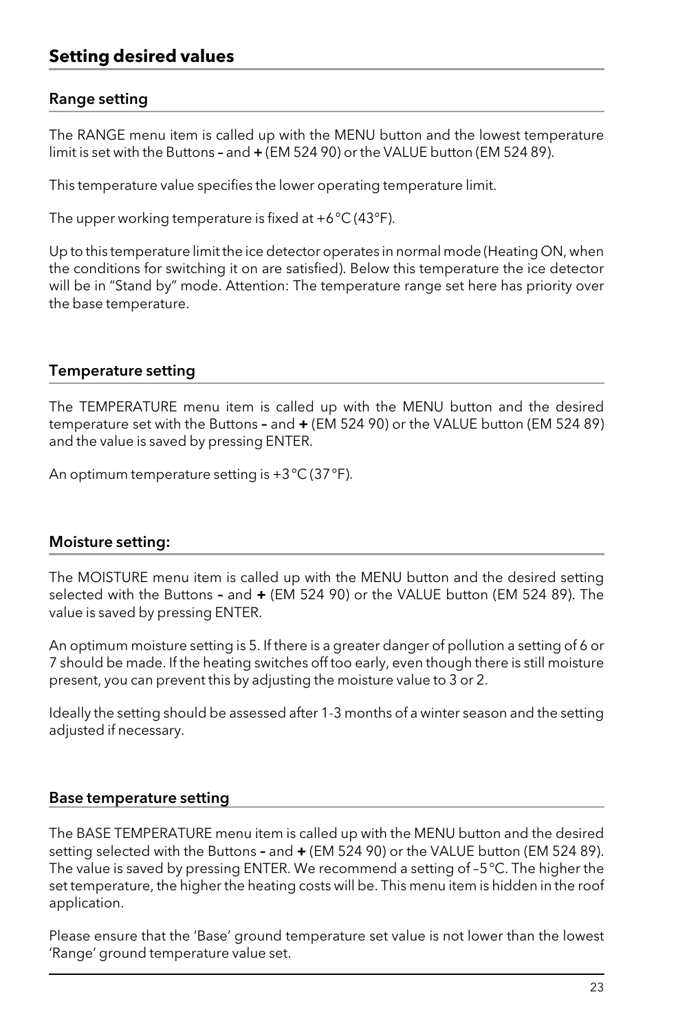## Setting desired values

### Range setting

The RANGE menu item is called up with the MENU button and the lowest temperature limit is set with the Buttons **–** and **+** (EM 524 90) or the VALUE button (EM 524 89).

This temperature value specifies the lower operating temperature limit.

The upper working temperature is fixed at +6 °C (43°F).

Up to this temperature limit the ice detector operates in normal mode (Heating ON, when the conditions for switching it on are satisfied). Below this temperature the ice detector will be in “Stand by” mode. Attention: The temperature range set here has priority over the base temperature.

### Temperature setting

The TEMPERATURE menu item is called up with the MENU button and the desired temperature set with the Buttons **–** and **+** (EM 524 90) or the VALUE button (EM 524 89) and the value is saved by pressing ENTER.

An optimum temperature setting is +3 °C (37 °F).

### Moisture setting:

The MOISTURE menu item is called up with the MENU button and the desired setting selected with the Buttons **–** and **+** (EM 524 90) or the VALUE button (EM 524 89). The value is saved by pressing ENTER.

An optimum moisture setting is 5. If there is a greater danger of pollution a setting of 6 or 7 should be made. If the heating switches off too early, even though there is still moisture present, you can prevent this by adjusting the moisture value to 3 or 2.

Ideally the setting should be assessed after 1-3 months of a winter season and the setting adjusted if necessary.

### Base temperature setting

The BASE TEMPERATURE menu item is called up with the MENU button and the desired setting selected with the Buttons **–** and **+** (EM 524 90) or the VALUE button (EM 524 89). The value is saved by pressing ENTER. We recommend a setting of –5 °C. The higher the set temperature, the higher the heating costs will be. This menu item is hidden in the roof application.

Please ensure that the ‘Base’ ground temperature set value is not lower than the lowest ‘Range’ ground temperature value set.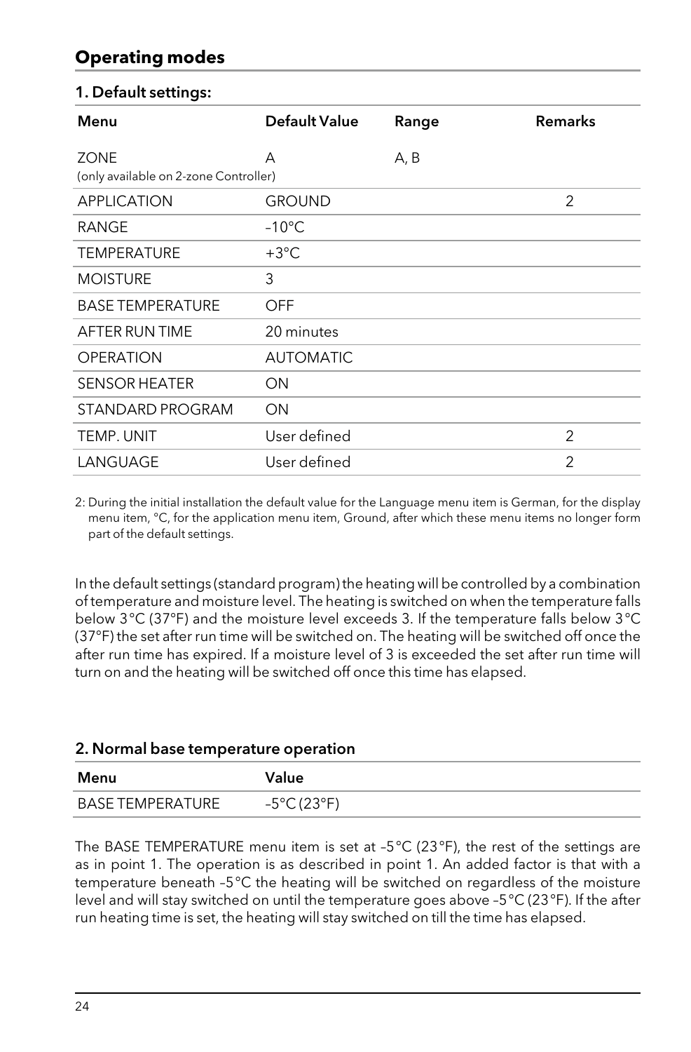## Operating modes

### 1. Default settings:

| Menu | Default Value | Range | Remarks |
|---|---|---|---|
| ZONE (only available on 2-zone Controller) | A | A, B | |
| APPLICATION | GROUND | | 2 |
| RANGE | –10°C | | |
| TEMPERATURE | +3°C | | |
| MOISTURE | 3 | | |
| BASE TEMPERATURE | OFF | | |
| AFTER RUN TIME | 20 minutes | | |
| OPERATION | AUTOMATIC | | |
| SENSOR HEATER | ON | | |
| STANDARD PROGRAM | ON | | |
| TEMP. UNIT | User defined | | 2 |
| LANGUAGE | User defined | | 2 |

2: During the initial installation the default value for the Language menu item is German, for the display menu item, °C, for the application menu item, Ground, after which these menu items no longer form part of the default settings.

In the default settings (standard program) the heating will be controlled by a combination of temperature and moisture level. The heating is switched on when the temperature falls below 3 °C (37°F) and the moisture level exceeds 3. If the temperature falls below 3 °C (37°F) the set after run time will be switched on. The heating will be switched off once the after run time has expired. If a moisture level of 3 is exceeded the set after run time will turn on and the heating will be switched off once this time has elapsed.

### 2. Normal base temperature operation

| Menu | Value |
|---|---|
| BASE TEMPERATURE | –5°C (23°F) |

The BASE TEMPERATURE menu item is set at –5 °C (23 °F), the rest of the settings are as in point 1. The operation is as described in point 1. An added factor is that with a temperature beneath –5 °C the heating will be switched on regardless of the moisture level and will stay switched on until the temperature goes above –5 °C (23 °F). If the after run heating time is set, the heating will stay switched on till the time has elapsed.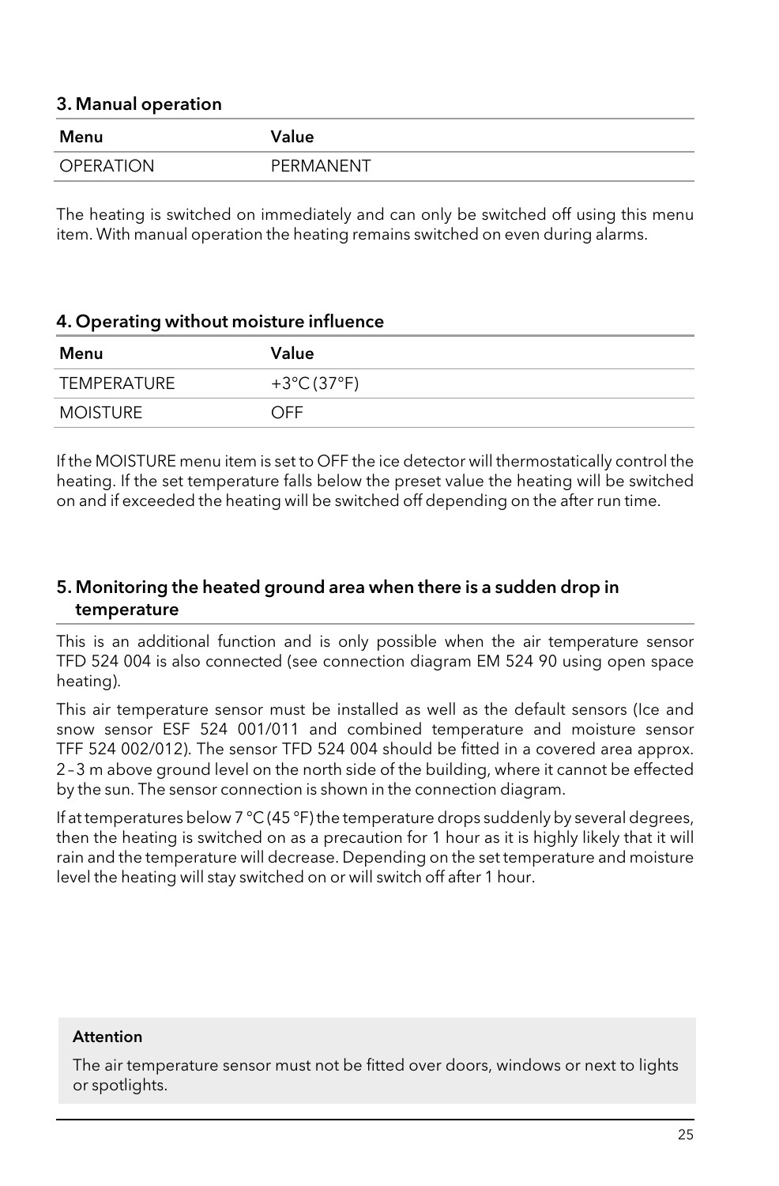### 3. Manual operation

| Menu | Value |
|---|---|
| OPERATION | PERMANENT |

The heating is switched on immediately and can only be switched off using this menu item. With manual operation the heating remains switched on even during alarms.

### 4. Operating without moisture influence

| Menu | Value |
|---|---|
| TEMPERATURE | +3°C (37°F) |
| MOISTURE | OFF |

If the MOISTURE menu item is set to OFF the ice detector will thermostatically control the heating. If the set temperature falls below the preset value the heating will be switched on and if exceeded the heating will be switched off depending on the after run time.

### 5. Monitoring the heated ground area when there is a sudden drop in temperature

This is an additional function and is only possible when the air temperature sensor TFD 524 004 is also connected (see connection diagram EM 524 90 using open space heating).

This air temperature sensor must be installed as well as the default sensors (Ice and snow sensor ESF 524 001/011 and combined temperature and moisture sensor TFF 524 002/012). The sensor TFD 524 004 should be fitted in a covered area approx. 2–3 m above ground level on the north side of the building, where it cannot be effected by the sun. The sensor connection is shown in the connection diagram.

If at temperatures below 7 °C (45 °F) the temperature drops suddenly by several degrees, then the heating is switched on as a precaution for 1 hour as it is highly likely that it will rain and the temperature will decrease. Depending on the set temperature and moisture level the heating will stay switched on or will switch off after 1 hour.

**Attention**

The air temperature sensor must not be fitted over doors, windows or next to lights or spotlights.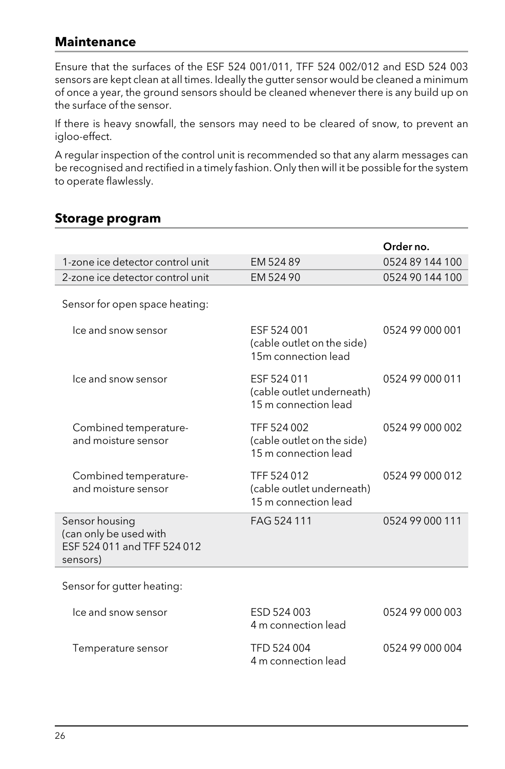## Maintenance

Ensure that the surfaces of the ESF 524 001/011, TFF 524 002/012 and ESD 524 003 sensors are kept clean at all times. Ideally the gutter sensor would be cleaned a minimum of once a year, the ground sensors should be cleaned whenever there is any build up on the surface of the sensor.

If there is heavy snowfall, the sensors may need to be cleared of snow, to prevent an igloo-effect.

A regular inspection of the control unit is recommended so that any alarm messages can be recognised and rectified in a timely fashion. Only then will it be possible for the system to operate flawlessly.

## Storage program

| | | Order no. |
|---|---|---|
| 1-zone ice detector control unit | EM 524 89 | 0524 89 144 100 |
| 2-zone ice detector control unit | EM 524 90 | 0524 90 144 100 |
| Sensor for open space heating: | | |
| Ice and snow sensor | ESF 524 001 (cable outlet on the side) 15m connection lead | 0524 99 000 001 |
| Ice and snow sensor | ESF 524 011 (cable outlet underneath) 15 m connection lead | 0524 99 000 011 |
| Combined temperature- and moisture sensor | TFF 524 002 (cable outlet on the side) 15 m connection lead | 0524 99 000 002 |
| Combined temperature- and moisture sensor | TFF 524 012 (cable outlet underneath) 15 m connection lead | 0524 99 000 012 |
| Sensor housing (can only be used with ESF 524 011 and TFF 524 012 sensors) | FAG 524 111 | 0524 99 000 111 |
| Sensor for gutter heating: | | |
| Ice and snow sensor | ESD 524 003 4 m connection lead | 0524 99 000 003 |
| Temperature sensor | TFD 524 004 4 m connection lead | 0524 99 000 004 |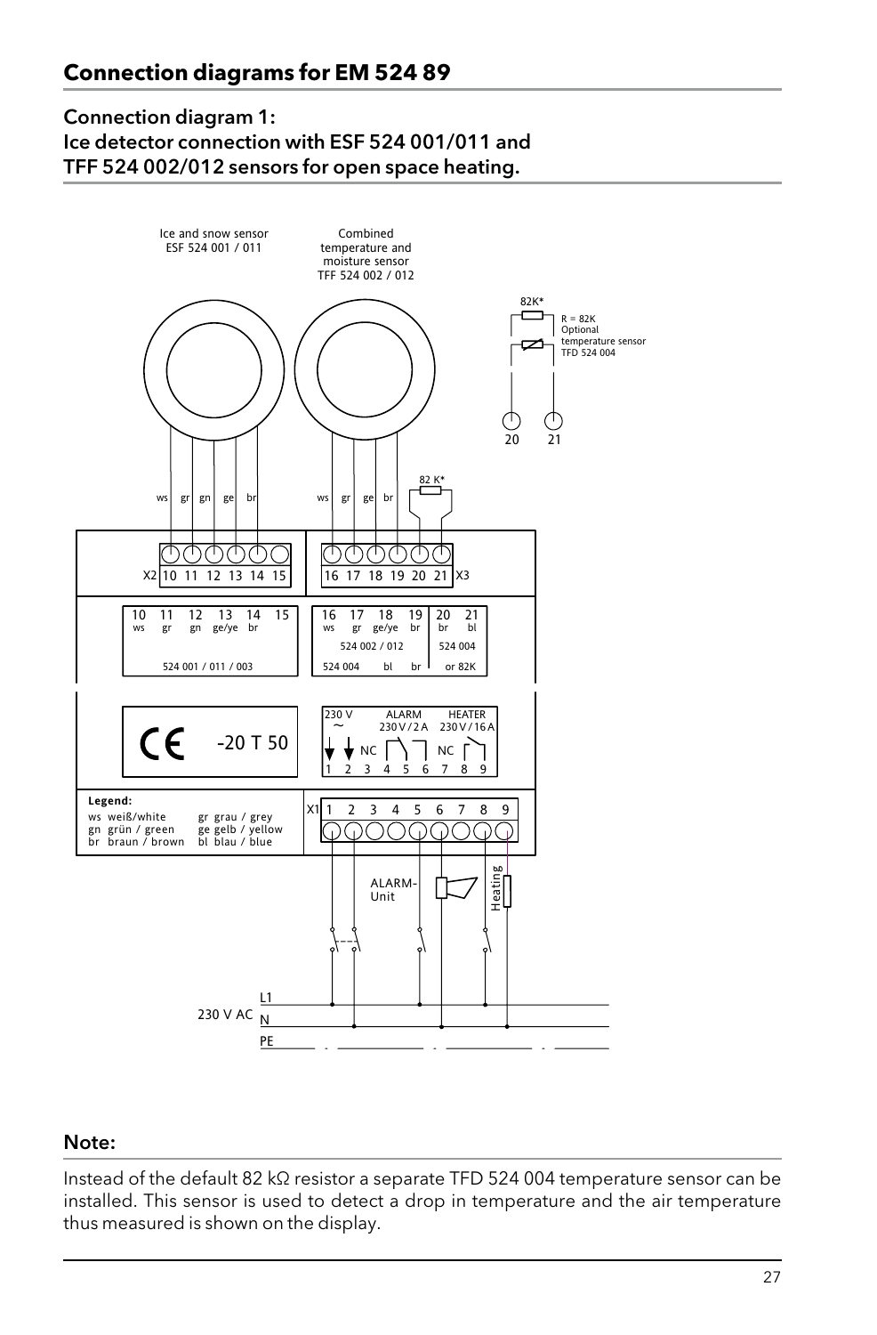## Connection diagrams for EM 524 89

### Connection diagram 1: Ice detector connection with ESF 524 001/011 and TFF 524 002/012 sensors for open space heating.

Ice and snow sensor
ESF 524 001 / 011

Combined temperature and moisture sensor
TFF 524 002 / 012

82K*

R = 82K
Optional temperature sensor
TFD 524 004

20 21

ws gr gn ge br

ws gr ge br

82 K*

X2 10 11 12 13 14 15

16 17 18 19 20 21 X3

10 11 12 13 14 15
ws gr gn ge/ye br
524 001 / 011 / 003

16 17 18 19 20 21
ws gr ge/ye br br bl
524 002 / 012 524 004
524 004 bl br or 82K

-20 T 50

230 V ~ ALARM 230 V / 2 A HEATER 230 V / 16 A
NC NC
1 2 3 4 5 6 7 8 9

**Legend:**
ws weiß/white gr grau / grey
gn grün / green ge gelb / yellow
br braun / brown bl blau / blue

X1 1 2 3 4 5 6 7 8 9

ALARM-Unit

Heating

230 V AC L1 N PE

### Note:

Instead of the default 82 kΩ resistor a separate TFD 524 004 temperature sensor can be installed. This sensor is used to detect a drop in temperature and the air temperature thus measured is shown on the display.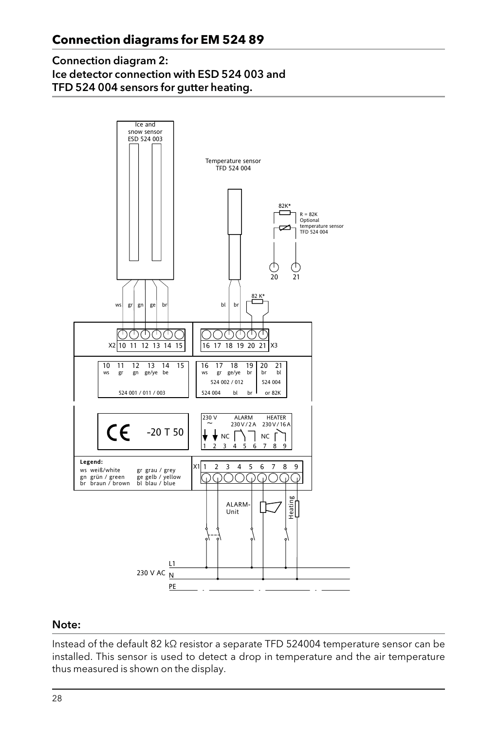## Connection diagrams for EM 524 89

### Connection diagram 2: Ice detector connection with ESD 524 003 and TFD 524 004 sensors for gutter heating.

Ice and snow sensor ESD 524 003

Temperature sensor TFD 524 004

82K*

R = 82K
Optional
temperature sensor
TFD 524 004

20 21

ws gr gn ge br

bl br

82 K*

X2 10 11 12 13 14 15

16 17 18 19 20 21 X3

10 11 12 13 14 15
ws gr gn ge/ye be
524 001 / 011 / 003

16 17 18 19 20 21
ws gr ge/ye br br bl
524 002 / 012
524 004 bl br
524 004
or 82K

-20 T 50

230 V ~ ALARM 230 V / 2 A HEATER 230 V / 16 A
NC NC
1 2 3 4 5 6 7 8 9

X1 1 2 3 4 5 6 7 8 9

**Legend:**
ws weiß/white
gn grün / green
br braun / brown
gr grau / grey
ge gelb / yellow
bl blau / blue

ALARM-Unit

Heating

230 V AC L1 N PE

### Note:

Instead of the default 82 kΩ resistor a separate TFD 524004 temperature sensor can be installed. This sensor is used to detect a drop in temperature and the air temperature thus measured is shown on the display.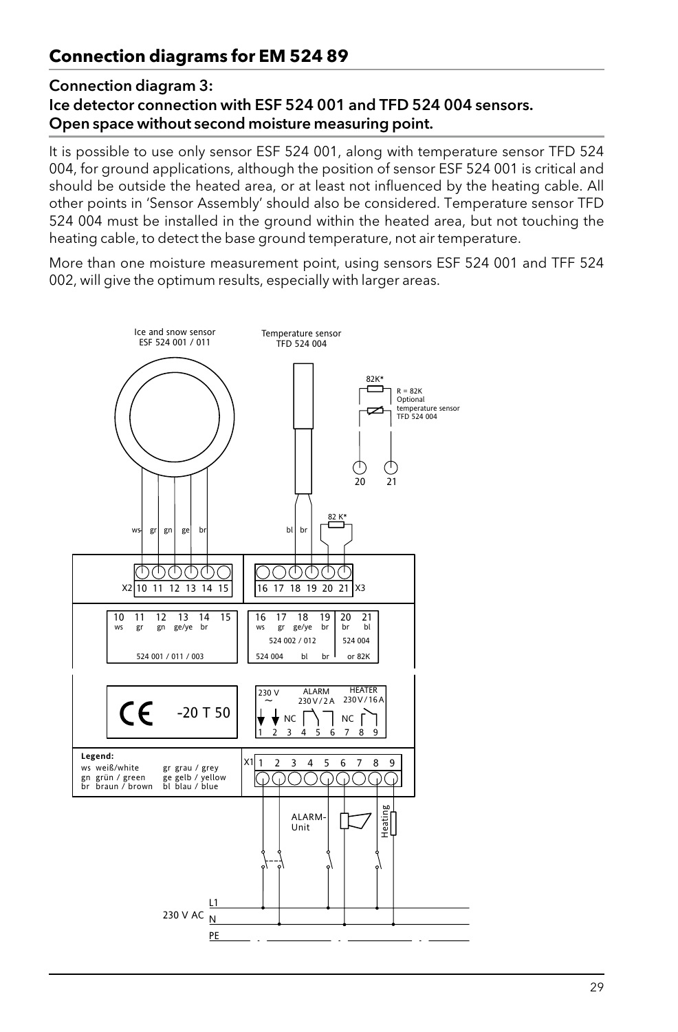## Connection diagrams for EM 524 89

### Connection diagram 3: Ice detector connection with ESF 524 001 and TFD 524 004 sensors. Open space without second moisture measuring point.

It is possible to use only sensor ESF 524 001, along with temperature sensor TFD 524 004, for ground applications, although the position of sensor ESF 524 001 is critical and should be outside the heated area, or at least not influenced by the heating cable. All other points in 'Sensor Assembly' should also be considered. Temperature sensor TFD 524 004 must be installed in the ground within the heated area, but not touching the heating cable, to detect the base ground temperature, not air temperature.

More than one moisture measurement point, using sensors ESF 524 001 and TFF 524 002, will give the optimum results, especially with larger areas.

Ice and snow sensor ESF 524 001 / 011

Temperature sensor TFD 524 004

82K*

R = 82K Optional temperature sensor TFD 524 004

20 21

82 K*

ws gr gn ge br

bl br

X2 10 11 12 13 14 15

16 17 18 19 20 21 X3

| 10 | 11 | 12 | 13 | 14 | 15 |
|---|---|---|---|---|---|
| ws | gr | gn | ge/ye | br | |

524 001 / 011 / 003

| 16 | 17 | 18 | 19 | 20 | 21 |
|---|---|---|---|---|---|
| ws | gr | ge/ye | br | br | bl |

524 002 / 012 — 524 004

524 004 bl br — or 82K

CE -20 T 50

230 V ~ — ALARM 230 V / 2 A — HEATER 230 V / 16 A

NC NC

1 2 3 4 5 6 7 8 9

**Legend:**
ws weiß/white
gn grün / green
br braun / brown
gr grau / grey
ge gelb / yellow
bl blau / blue

X1 1 2 3 4 5 6 7 8 9

ALARM-Unit

Heating

230 V AC L1 N PE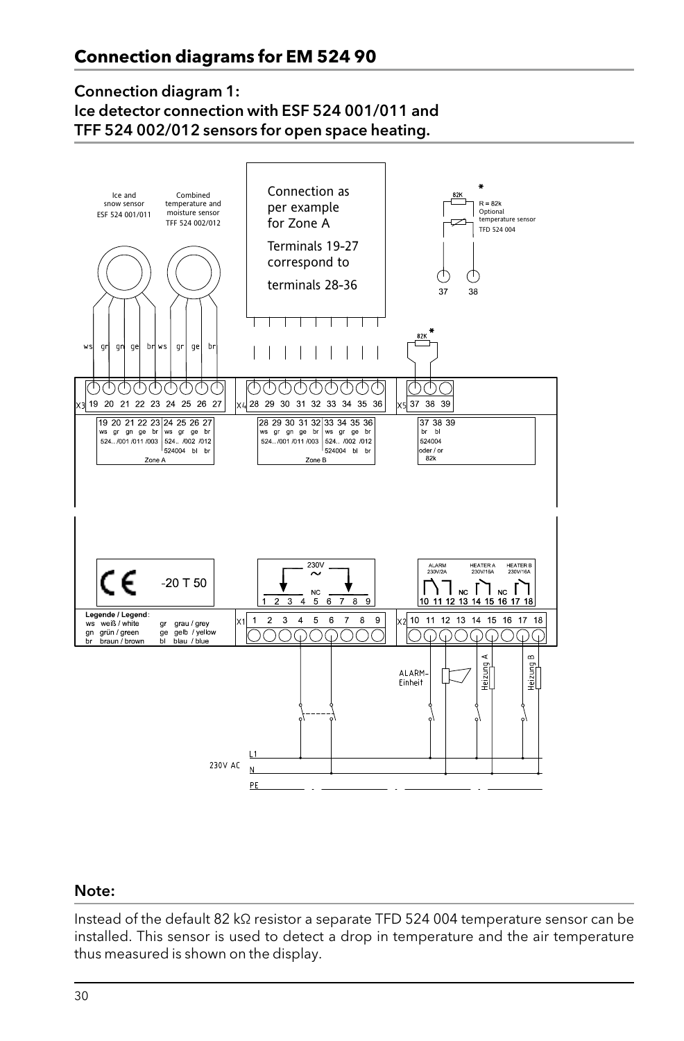## Connection diagrams for EM 524 90

### Connection diagram 1:
### Ice detector connection with ESF 524 001/011 and TFF 524 002/012 sensors for open space heating.

Ice and snow sensor ESF 524 001/011

Combined temperature and moisture sensor TFF 524 002/012

Connection as per example for Zone A

Terminals 19-27 correspond to terminals 28-36

*

82K

R = 82k Optional temperature sensor TFD 524 004

37 38

82K *

ws gr gn ge br ws gr ge br

X3 19 20 21 22 23 24 25 26 27

X4 28 29 30 31 32 33 34 35 36

X5 37 38 39

19 20 21 22 23 | 24 25 26 27
ws gr gn ge br | ws gr ge br
524.. /001 /011 /003 | 524.. /002 /012
524004 bl br
Zone A

28 29 30 31 32 | 33 34 35 36
ws gr gn ge br | ws gr ge br
524.. /001 /011 /003 | 524.. /002 /012
524004 bl br
Zone B

37 38 39
br bl
524004
oder / or
82k

-20 T 50

230V ~
NC
1 2 3 4 5 6 7 8 9

ALARM 230V/2A
HEATER A 230V/16A
HEATER B 230V/16A
NC NC
10 11 12 13 14 15 16 17 18

Legende / Legend:
ws weiß / white gr grau / grey
gn grün / green ge gelb / yellow
br braun / brown bl blau / blue

X1 1 2 3 4 5 6 7 8 9

X2 10 11 12 13 14 15 16 17 18

ALARM-Einheit

Heizung A

Heizung B

230V AC L1 N PE

### Note:

Instead of the default 82 kΩ resistor a separate TFD 524 004 temperature sensor can be installed. This sensor is used to detect a drop in temperature and the air temperature thus measured is shown on the display.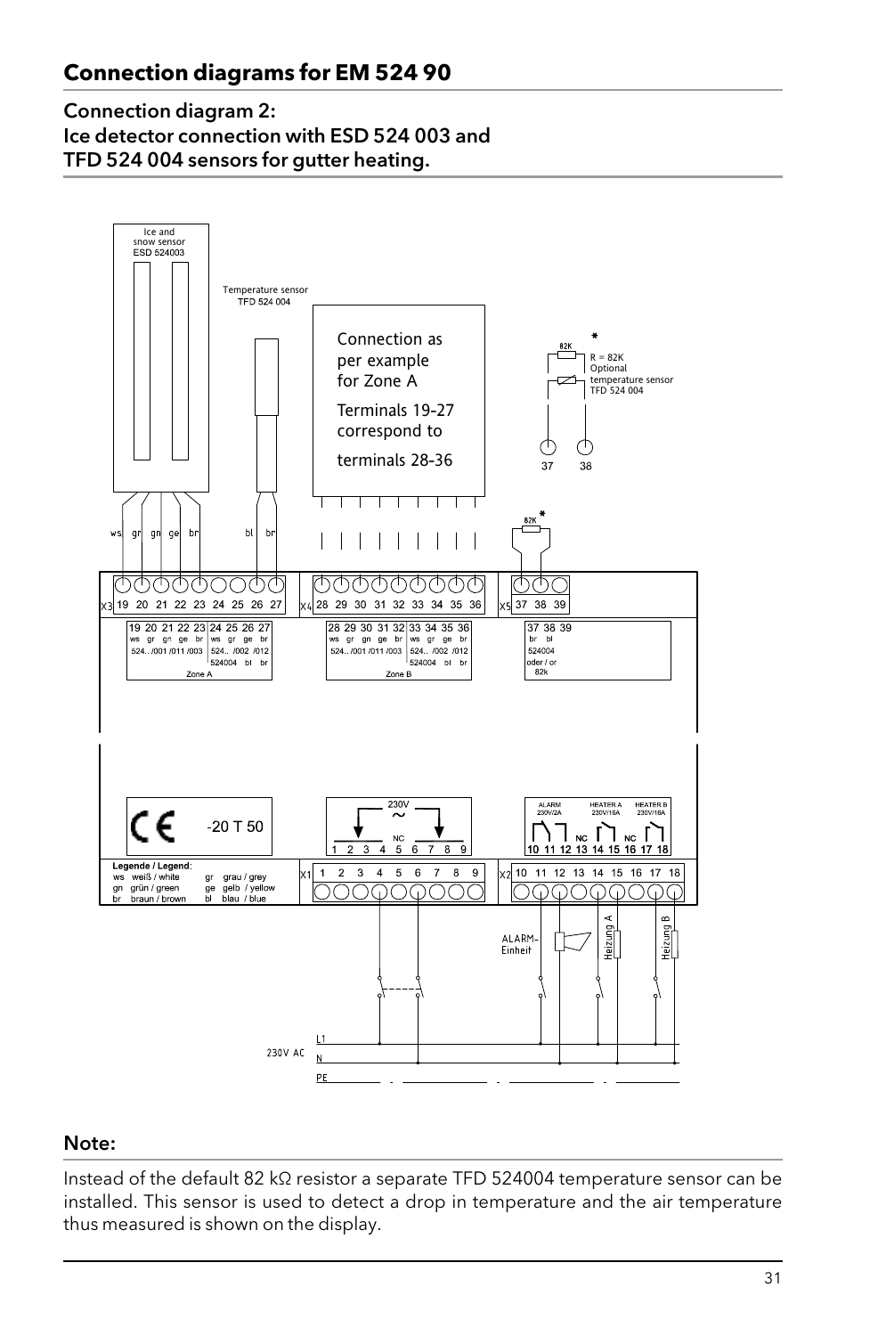# Connection diagrams for EM 524 90

## Connection diagram 2:
## Ice detector connection with ESD 524 003 and TFD 524 004 sensors for gutter heating.

Ice and snow sensor ESD 524003

Temperature sensor TFD 524 004

Connection as per example for Zone A

Terminals 19-27 correspond to

terminals 28-36

*

82K

R = 82K
Optional temperature sensor TFD 524 004

37 38

82K *

ws gr gn ge br bl br

X3 19 20 21 22 23 24 25 26 27

X4 28 29 30 31 32 33 34 35 36

X5 37 38 39

19 20 21 22 23 24 25 26 27
ws gr gn ge br ws gr ge br
524.. /001 /011 /003 524.. /002 /012
524004 bl br
Zone A

28 29 30 31 32 33 34 35 36
ws gr gn ge br ws gr ge br
524.. /001 /011 /003 524.. /002 /012
524004 bl br
Zone B

37 38 39
br bl
524004
oder / or
82k

CE -20 T 50

230V ~
NC
1 2 3 4 5 6 7 8 9

ALARM 230V/2A
HEATER A 230V/16A
HEATER B 230V/16A
NC NC
10 11 12 13 14 15 16 17 18

Legende / Legend:
ws weiß / white gr grau / grey
gn grün / green ge gelb / yellow
br braun / brown bl blau / blue

X1 1 2 3 4 5 6 7 8 9

X2 10 11 12 13 14 15 16 17 18

ALARM-Einheit

Heizung A

Heizung B

230V AC

L1

N

PE

## Note:

Instead of the default 82 kΩ resistor a separate TFD 524004 temperature sensor can be installed. This sensor is used to detect a drop in temperature and the air temperature thus measured is shown on the display.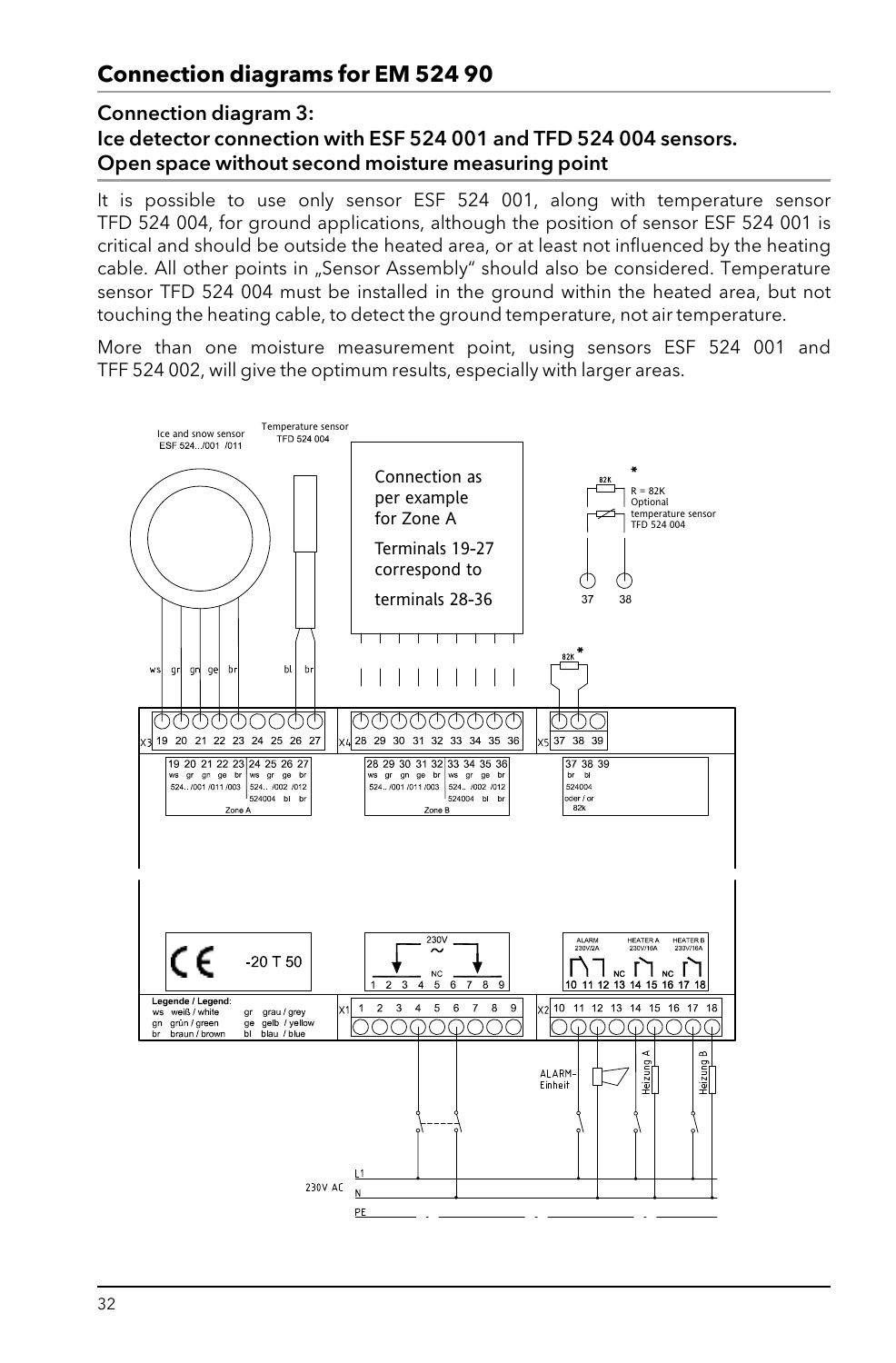## Connection diagrams for EM 524 90

### Connection diagram 3: Ice detector connection with ESF 524 001 and TFD 524 004 sensors. Open space without second moisture measuring point

It is possible to use only sensor ESF 524 001, along with temperature sensor TFD 524 004, for ground applications, although the position of sensor ESF 524 001 is critical and should be outside the heated area, or at least not influenced by the heating cable. All other points in „Sensor Assembly" should also be considered. Temperature sensor TFD 524 004 must be installed in the ground within the heated area, but not touching the heating cable, to detect the ground temperature, not air temperature.

More than one moisture measurement point, using sensors ESF 524 001 and TFF 524 002, will give the optimum results, especially with larger areas.

Ice and snow sensor
ESF 524.../001 /011

Temperature sensor
TFD 524 004

Connection as per example for Zone A

Terminals 19-27 correspond to terminals 28-36

*
82K
R = 82K
Optional temperature sensor TFD 524 004

37 38

ws gr gn ge br bl br

82K *

X3 19 20 21 22 23 24 25 26 27
X4 28 29 30 31 32 33 34 35 36
X5 37 38 39

19 20 21 22 23 24 25 26 27
ws gr gn ge br ws gr ge br
524.. /001 /011 /003 524.. /002 /012
524004 bl br
Zone A

28 29 30 31 32 33 34 35 36
ws gr gn ge br ws gr ge br
524.. /001 /011 /003 524.. /002 /012
524004 bl br
Zone B

37 38 39
br bl
524004
oder / or
82k

-20 T 50

230V ~
NC
1 2 3 4 5 6 7 8 9

ALARM 230V/2A
HEATER A 230V/16A
HEATER B 230V/16A
NC NC
10 11 12 13 14 15 16 17 18

Legende / Legend:
ws weiß / white
gn grün / green
br braun / brown
gr grau / grey
ge gelb / yellow
bl blau / blue

X1 1 2 3 4 5 6 7 8 9
X2 10 11 12 13 14 15 16 17 18

ALARM-Einheit
Heizung A
Heizung B

230V AC
L1
N
PE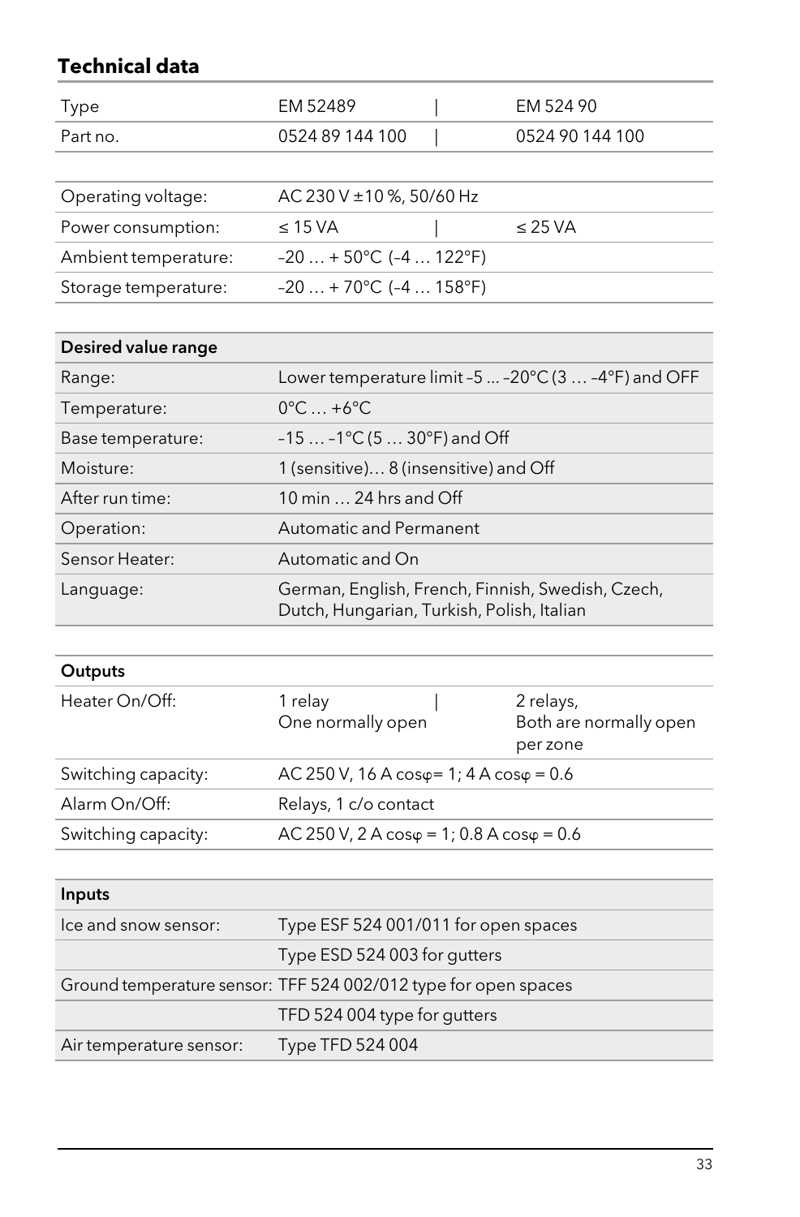## Technical data

| | | |
|---|---|---|
| Type | EM 52489 | EM 524 90 |
| Part no. | 0524 89 144 100 | 0524 90 144 100 |

| | | |
|---|---|---|
| Operating voltage: | AC 230 V ±10 %, 50/60 Hz | |
| Power consumption: | ≤ 15 VA | ≤ 25 VA |
| Ambient temperature: | –20 … + 50°C (–4 … 122°F) | |
| Storage temperature: | –20 … + 70°C (–4 … 158°F) | |

| **Desired value range** | |
|---|---|
| Range: | Lower temperature limit –5 ... –20°C (3 … –4°F) and OFF |
| Temperature: | 0°C … +6°C |
| Base temperature: | –15 … –1°C (5 … 30°F) and Off |
| Moisture: | 1 (sensitive)… 8 (insensitive) and Off |
| After run time: | 10 min … 24 hrs and Off |
| Operation: | Automatic and Permanent |
| Sensor Heater: | Automatic and On |
| Language: | German, English, French, Finnish, Swedish, Czech, Dutch, Hungarian, Turkish, Polish, Italian |

| **Outputs** | | |
|---|---|---|
| Heater On/Off: | 1 relay<br>One normally open | 2 relays,<br>Both are normally open per zone |
| Switching capacity: | AC 250 V, 16 A cosφ= 1; 4 A cosφ = 0.6 | |
| Alarm On/Off: | Relays, 1 c/o contact | |
| Switching capacity: | AC 250 V, 2 A cosφ = 1; 0.8 A cosφ = 0.6 | |

| **Inputs** | |
|---|---|
| Ice and snow sensor: | Type ESF 524 001/011 for open spaces |
| | Type ESD 524 003 for gutters |
| Ground temperature sensor: | TFF 524 002/012 type for open spaces |
| | TFD 524 004 type for gutters |
| Air temperature sensor: | Type TFD 524 004 |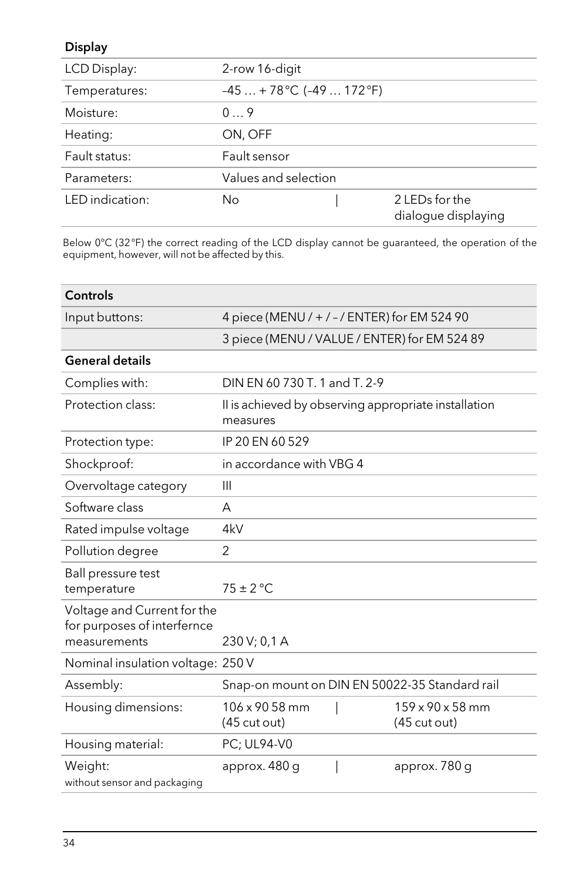| Display | | |
|---|---|---|
| LCD Display: | 2-row 16-digit | |
| Temperatures: | –45 … + 78 °C (–49 … 172 °F) | |
| Moisture: | 0 … 9 | |
| Heating: | ON, OFF | |
| Fault status: | Fault sensor | |
| Parameters: | Values and selection | |
| LED indication: | No | 2 LEDs for the dialogue displaying |

Below 0°C (32 °F) the correct reading of the LCD display cannot be guaranteed, the operation of the equipment, however, will not be affected by this.

| Controls | | |
|---|---|---|
| Input buttons: | 4 piece (MENU / + / – / ENTER) for EM 524 90 | |
| | 3 piece (MENU / VALUE / ENTER) for EM 524 89 | |
| **General details** | | |
| Complies with: | DIN EN 60 730 T. 1 and T. 2-9 | |
| Protection class: | II is achieved by observing appropriate installation measures | |
| Protection type: | IP 20 EN 60 529 | |
| Shockproof: | in accordance with VBG 4 | |
| Overvoltage category | III | |
| Software class | A | |
| Rated impulse voltage | 4kV | |
| Pollution degree | 2 | |
| Ball pressure test temperature | 75 ± 2 °C | |
| Voltage and Current for the for purposes of interfernce measurements | 230 V; 0,1 A | |
| Nominal insulation voltage: | 250 V | |
| Assembly: | Snap-on mount on DIN EN 50022-35 Standard rail | |
| Housing dimensions: | 106 x 90 58 mm (45 cut out) | 159 x 90 x 58 mm (45 cut out) |
| Housing material: | PC; UL94-V0 | |
| Weight: without sensor and packaging | approx. 480 g | approx. 780 g |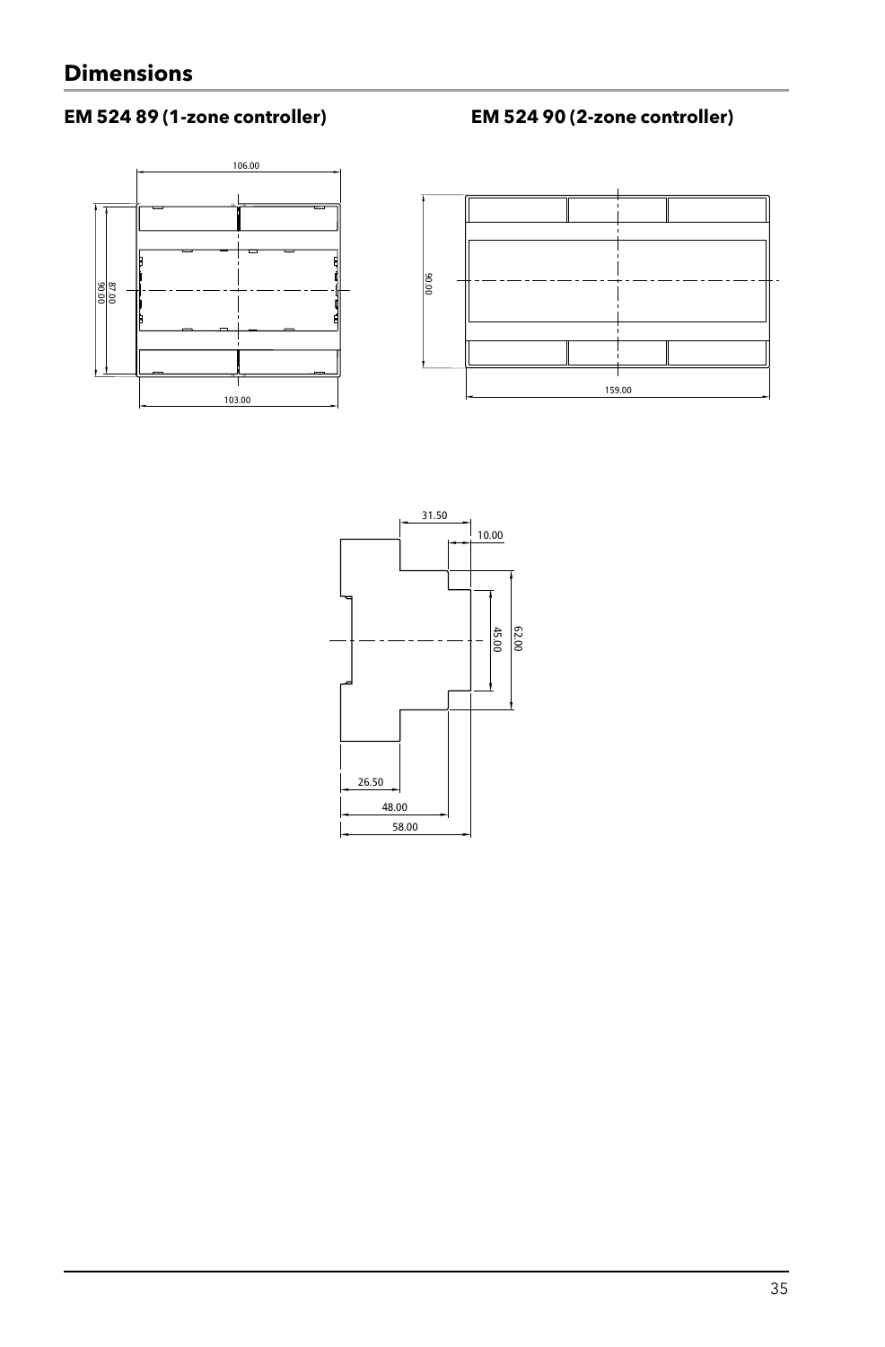# Dimensions

## EM 524 89 (1-zone controller)

106.00

90.00

87.00

103.00

## EM 524 90 (2-zone controller)

90.00

159.00

31.50

10.00

45.00

62.00

26.50

48.00

58.00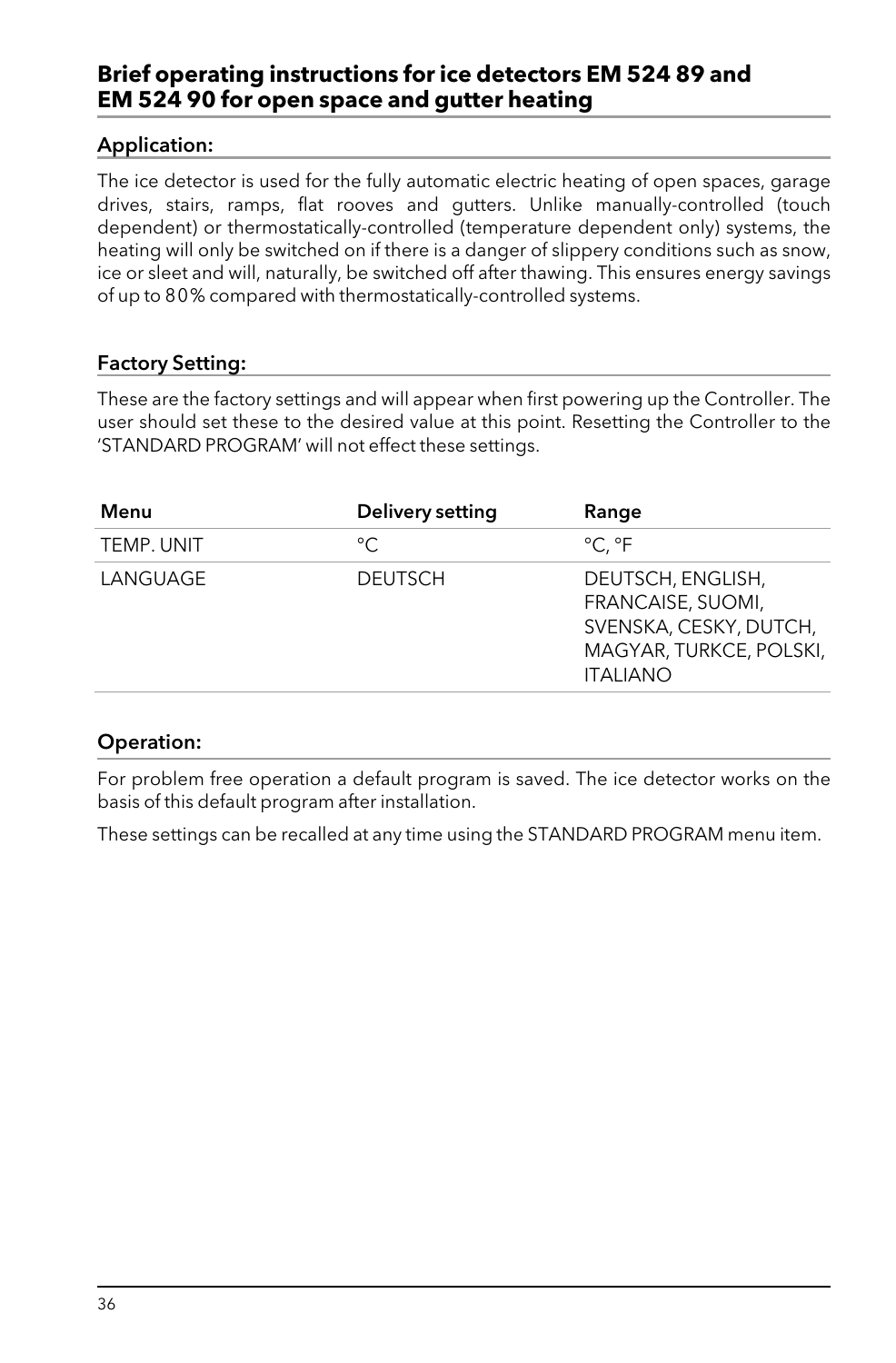## Brief operating instructions for ice detectors EM 524 89 and EM 524 90 for open space and gutter heating

### Application:

The ice detector is used for the fully automatic electric heating of open spaces, garage drives, stairs, ramps, flat rooves and gutters. Unlike manually-controlled (touch dependent) or thermostatically-controlled (temperature dependent only) systems, the heating will only be switched on if there is a danger of slippery conditions such as snow, ice or sleet and will, naturally, be switched off after thawing. This ensures energy savings of up to 80% compared with thermostatically-controlled systems.

### Factory Setting:

These are the factory settings and will appear when first powering up the Controller. The user should set these to the desired value at this point. Resetting the Controller to the 'STANDARD PROGRAM' will not effect these settings.

| Menu | Delivery setting | Range |
|---|---|---|
| TEMP. UNIT | °C | °C, °F |
| LANGUAGE | DEUTSCH | DEUTSCH, ENGLISH, FRANCAISE, SUOMI, SVENSKA, CESKY, DUTCH, MAGYAR, TURKCE, POLSKI, ITALIANO |

### Operation:

For problem free operation a default program is saved. The ice detector works on the basis of this default program after installation.

These settings can be recalled at any time using the STANDARD PROGRAM menu item.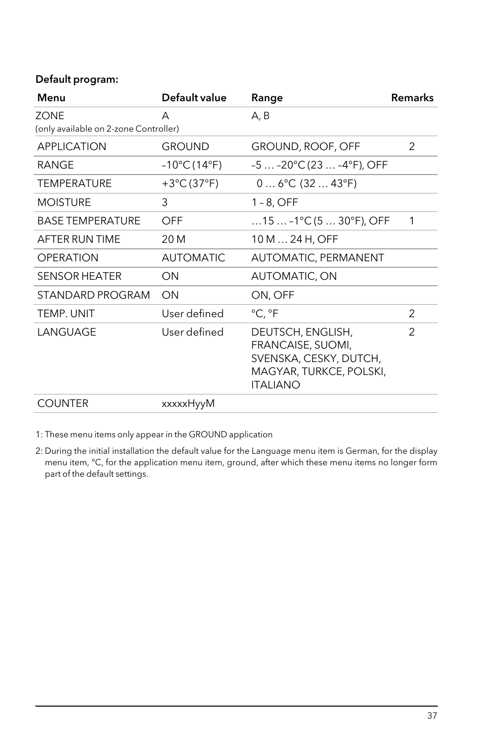**Default program:**

| Menu | Default value | Range | Remarks |
|---|---|---|---|
| ZONE (only available on 2-zone Controller) | A | A, B | |
| APPLICATION | GROUND | GROUND, ROOF, OFF | 2 |
| RANGE | –10°C (14°F) | –5 … –20°C (23 … –4°F), OFF | |
| TEMPERATURE | +3°C (37°F) | 0 … 6°C (32 … 43°F) | |
| MOISTURE | 3 | 1 – 8, OFF | |
| BASE TEMPERATURE | OFF | …15 … –1°C (5 … 30°F), OFF | 1 |
| AFTER RUN TIME | 20 M | 10 M … 24 H, OFF | |
| OPERATION | AUTOMATIC | AUTOMATIC, PERMANENT | |
| SENSOR HEATER | ON | AUTOMATIC, ON | |
| STANDARD PROGRAM | ON | ON, OFF | |
| TEMP. UNIT | User defined | °C, °F | 2 |
| LANGUAGE | User defined | DEUTSCH, ENGLISH, FRANCAISE, SUOMI, SVENSKA, CESKY, DUTCH, MAGYAR, TURKCE, POLSKI, ITALIANO | 2 |
| COUNTER | xxxxxHyyM | | |

1: These menu items only appear in the GROUND application

2: During the initial installation the default value for the Language menu item is German, for the display menu item, °C, for the application menu item, ground, after which these menu items no longer form part of the default settings.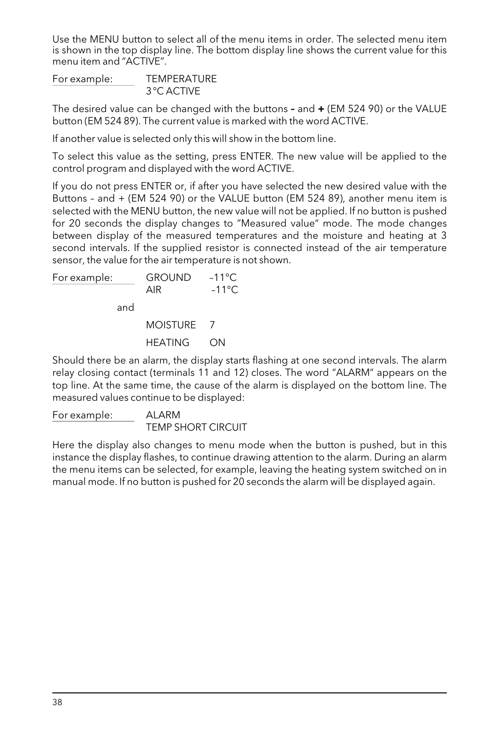Use the MENU button to select all of the menu items in order. The selected menu item is shown in the top display line. The bottom display line shows the current value for this menu item and "ACTIVE".

For example:
TEMPERATURE
3 °C ACTIVE

The desired value can be changed with the buttons **–** and **+** (EM 524 90) or the VALUE button (EM 524 89). The current value is marked with the word ACTIVE.

If another value is selected only this will show in the bottom line.

To select this value as the setting, press ENTER. The new value will be applied to the control program and displayed with the word ACTIVE.

If you do not press ENTER or, if after you have selected the new desired value with the Buttons – and + (EM 524 90) or the VALUE button (EM 524 89), another menu item is selected with the MENU button, the new value will not be applied. If no button is pushed for 20 seconds the display changes to "Measured value" mode. The mode changes between display of the measured temperatures and the moisture and heating at 3 second intervals. If the supplied resistor is connected instead of the air temperature sensor, the value for the air temperature is not shown.

For example:
GROUND –11°C
AIR –11°C

and

MOISTURE 7
HEATING ON

Should there be an alarm, the display starts flashing at one second intervals. The alarm relay closing contact (terminals 11 and 12) closes. The word "ALARM" appears on the top line. At the same time, the cause of the alarm is displayed on the bottom line. The measured values continue to be displayed:

For example:
ALARM
TEMP SHORT CIRCUIT

Here the display also changes to menu mode when the button is pushed, but in this instance the display flashes, to continue drawing attention to the alarm. During an alarm the menu items can be selected, for example, leaving the heating system switched on in manual mode. If no button is pushed for 20 seconds the alarm will be displayed again.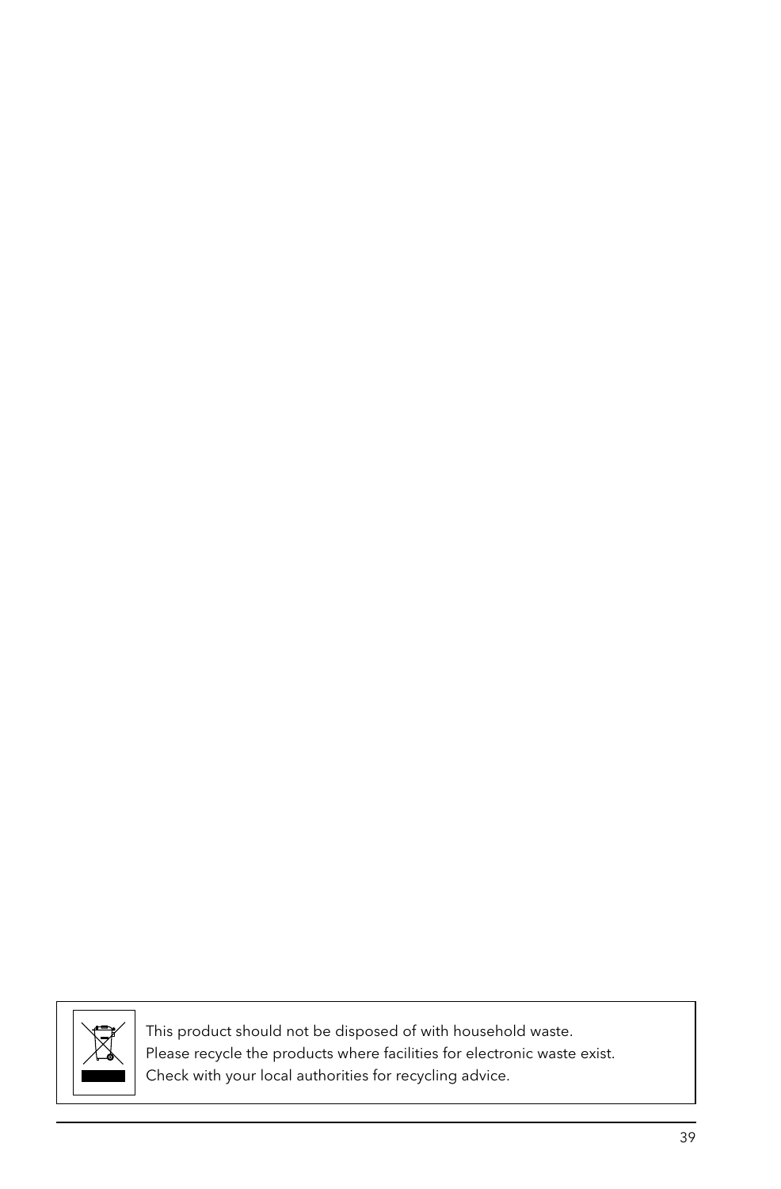This product should not be disposed of with household waste.
Please recycle the products where facilities for electronic waste exist.
Check with your local authorities for recycling advice.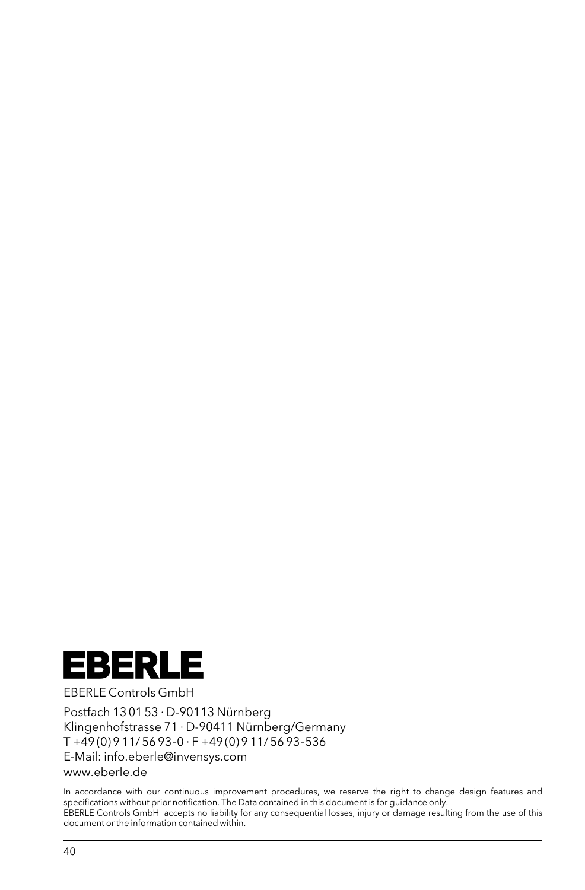**EBERLE**

EBERLE Controls GmbH

Postfach 13 01 53 · D-90113 Nürnberg
Klingenhofstrasse 71 · D-90411 Nürnberg/Germany
T +49 (0) 9 11 / 56 93-0 · F +49 (0) 9 11 / 56 93-536
E-Mail: info.eberle@invensys.com
www.eberle.de

In accordance with our continuous improvement procedures, we reserve the right to change design features and specifications without prior notification. The Data contained in this document is for guidance only.
EBERLE Controls GmbH accepts no liability for any consequential losses, injury or damage resulting from the use of this document or the information contained within.